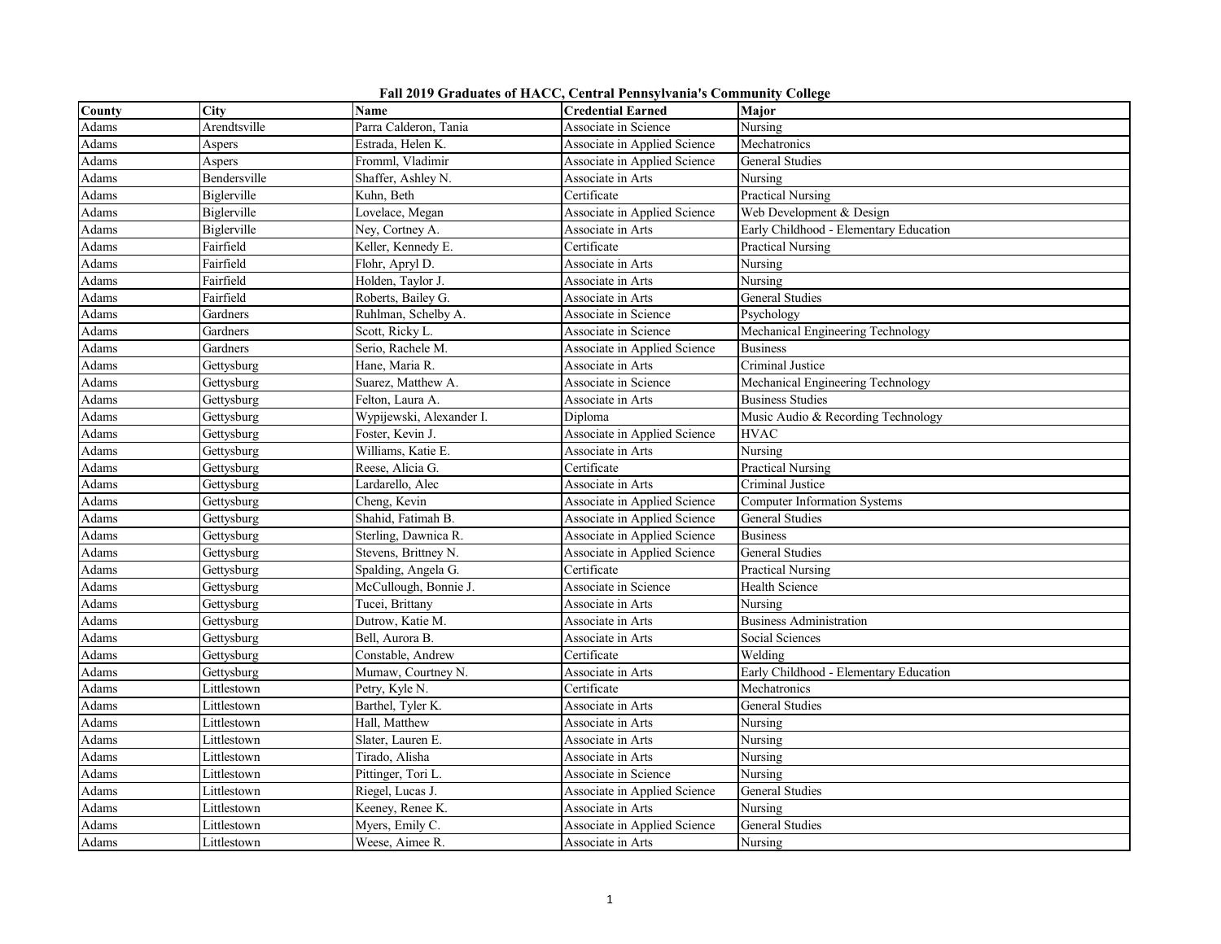# Fall 2019 Graduates of HACC, Central Pennsylvania's Community College

| County | City | Name | Credential Earned | Major |
|---|---|---|---|---|
| Adams | Arendtsville | Parra Calderon, Tania | Associate in Science | Nursing |
| Adams | Aspers | Estrada, Helen K. | Associate in Applied Science | Mechatronics |
| Adams | Aspers | Fromml, Vladimir | Associate in Applied Science | General Studies |
| Adams | Bendersville | Shaffer, Ashley N. | Associate in Arts | Nursing |
| Adams | Biglerville | Kuhn, Beth | Certificate | Practical Nursing |
| Adams | Biglerville | Lovelace, Megan | Associate in Applied Science | Web Development & Design |
| Adams | Biglerville | Ney, Cortney A. | Associate in Arts | Early Childhood - Elementary Education |
| Adams | Fairfield | Keller, Kennedy E. | Certificate | Practical Nursing |
| Adams | Fairfield | Flohr, Apryl D. | Associate in Arts | Nursing |
| Adams | Fairfield | Holden, Taylor J. | Associate in Arts | Nursing |
| Adams | Fairfield | Roberts, Bailey G. | Associate in Arts | General Studies |
| Adams | Gardners | Ruhlman, Schelby A. | Associate in Science | Psychology |
| Adams | Gardners | Scott, Ricky L. | Associate in Science | Mechanical Engineering Technology |
| Adams | Gardners | Serio, Rachele M. | Associate in Applied Science | Business |
| Adams | Gettysburg | Hane, Maria R. | Associate in Arts | Criminal Justice |
| Adams | Gettysburg | Suarez, Matthew A. | Associate in Science | Mechanical Engineering Technology |
| Adams | Gettysburg | Felton, Laura A. | Associate in Arts | Business Studies |
| Adams | Gettysburg | Wypijewski, Alexander I. | Diploma | Music Audio & Recording Technology |
| Adams | Gettysburg | Foster, Kevin J. | Associate in Applied Science | HVAC |
| Adams | Gettysburg | Williams, Katie E. | Associate in Arts | Nursing |
| Adams | Gettysburg | Reese, Alicia G. | Certificate | Practical Nursing |
| Adams | Gettysburg | Lardarello, Alec | Associate in Arts | Criminal Justice |
| Adams | Gettysburg | Cheng, Kevin | Associate in Applied Science | Computer Information Systems |
| Adams | Gettysburg | Shahid, Fatimah B. | Associate in Applied Science | General Studies |
| Adams | Gettysburg | Sterling, Dawnica R. | Associate in Applied Science | Business |
| Adams | Gettysburg | Stevens, Brittney N. | Associate in Applied Science | General Studies |
| Adams | Gettysburg | Spalding, Angela G. | Certificate | Practical Nursing |
| Adams | Gettysburg | McCullough, Bonnie J. | Associate in Science | Health Science |
| Adams | Gettysburg | Tucei, Brittany | Associate in Arts | Nursing |
| Adams | Gettysburg | Dutrow, Katie M. | Associate in Arts | Business Administration |
| Adams | Gettysburg | Bell, Aurora B. | Associate in Arts | Social Sciences |
| Adams | Gettysburg | Constable, Andrew | Certificate | Welding |
| Adams | Gettysburg | Mumaw, Courtney N. | Associate in Arts | Early Childhood - Elementary Education |
| Adams | Littlestown | Petry, Kyle N. | Certificate | Mechatronics |
| Adams | Littlestown | Barthel, Tyler K. | Associate in Arts | General Studies |
| Adams | Littlestown | Hall, Matthew | Associate in Arts | Nursing |
| Adams | Littlestown | Slater, Lauren E. | Associate in Arts | Nursing |
| Adams | Littlestown | Tirado, Alisha | Associate in Arts | Nursing |
| Adams | Littlestown | Pittinger, Tori L. | Associate in Science | Nursing |
| Adams | Littlestown | Riegel, Lucas J. | Associate in Applied Science | General Studies |
| Adams | Littlestown | Keeney, Renee K. | Associate in Arts | Nursing |
| Adams | Littlestown | Myers, Emily C. | Associate in Applied Science | General Studies |
| Adams | Littlestown | Weese, Aimee R. | Associate in Arts | Nursing |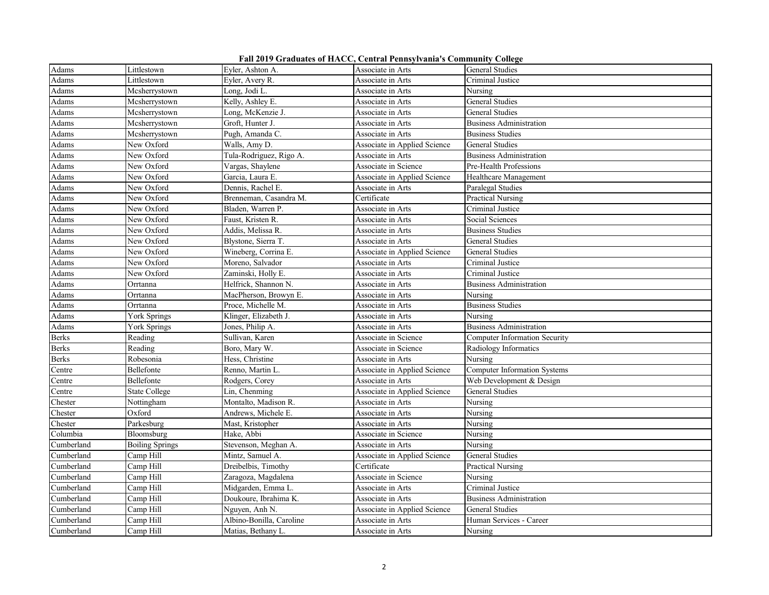**Fall 2019 Graduates of HACC, Central Pennsylvania's Community College**

| | | | | |
|---|---|---|---|---|
| Adams | Littlestown | Eyler, Ashton A. | Associate in Arts | General Studies |
| Adams | Littlestown | Eyler, Avery R. | Associate in Arts | Criminal Justice |
| Adams | Mcsherrystown | Long, Jodi L. | Associate in Arts | Nursing |
| Adams | Mcsherrystown | Kelly, Ashley E. | Associate in Arts | General Studies |
| Adams | Mcsherrystown | Long, McKenzie J. | Associate in Arts | General Studies |
| Adams | Mcsherrystown | Groft, Hunter J. | Associate in Arts | Business Administration |
| Adams | Mcsherrystown | Pugh, Amanda C. | Associate in Arts | Business Studies |
| Adams | New Oxford | Walls, Amy D. | Associate in Applied Science | General Studies |
| Adams | New Oxford | Tula-Rodriguez, Rigo A. | Associate in Arts | Business Administration |
| Adams | New Oxford | Vargas, Shaylene | Associate in Science | Pre-Health Professions |
| Adams | New Oxford | Garcia, Laura E. | Associate in Applied Science | Healthcare Management |
| Adams | New Oxford | Dennis, Rachel E. | Associate in Arts | Paralegal Studies |
| Adams | New Oxford | Brenneman, Casandra M. | Certificate | Practical Nursing |
| Adams | New Oxford | Bladen, Warren P. | Associate in Arts | Criminal Justice |
| Adams | New Oxford | Faust, Kristen R. | Associate in Arts | Social Sciences |
| Adams | New Oxford | Addis, Melissa R. | Associate in Arts | Business Studies |
| Adams | New Oxford | Blystone, Sierra T. | Associate in Arts | General Studies |
| Adams | New Oxford | Wineberg, Corrina E. | Associate in Applied Science | General Studies |
| Adams | New Oxford | Moreno, Salvador | Associate in Arts | Criminal Justice |
| Adams | New Oxford | Zaminski, Holly E. | Associate in Arts | Criminal Justice |
| Adams | Orrtanna | Helfrick, Shannon N. | Associate in Arts | Business Administration |
| Adams | Orrtanna | MacPherson, Browyn E. | Associate in Arts | Nursing |
| Adams | Orrtanna | Proce, Michelle M. | Associate in Arts | Business Studies |
| Adams | York Springs | Klinger, Elizabeth J. | Associate in Arts | Nursing |
| Adams | York Springs | Jones, Philip A. | Associate in Arts | Business Administration |
| Berks | Reading | Sullivan, Karen | Associate in Science | Computer Information Security |
| Berks | Reading | Boro, Mary W. | Associate in Science | Radiology Informatics |
| Berks | Robesonia | Hess, Christine | Associate in Arts | Nursing |
| Centre | Bellefonte | Renno, Martin L. | Associate in Applied Science | Computer Information Systems |
| Centre | Bellefonte | Rodgers, Corey | Associate in Arts | Web Development & Design |
| Centre | State College | Lin, Chenming | Associate in Applied Science | General Studies |
| Chester | Nottingham | Montalto, Madison R. | Associate in Arts | Nursing |
| Chester | Oxford | Andrews, Michele E. | Associate in Arts | Nursing |
| Chester | Parkesburg | Mast, Kristopher | Associate in Arts | Nursing |
| Columbia | Bloomsburg | Hake, Abbi | Associate in Science | Nursing |
| Cumberland | Boiling Springs | Stevenson, Meghan A. | Associate in Arts | Nursing |
| Cumberland | Camp Hill | Mintz, Samuel A. | Associate in Applied Science | General Studies |
| Cumberland | Camp Hill | Dreibelbis, Timothy | Certificate | Practical Nursing |
| Cumberland | Camp Hill | Zaragoza, Magdalena | Associate in Science | Nursing |
| Cumberland | Camp Hill | Midgarden, Emma L. | Associate in Arts | Criminal Justice |
| Cumberland | Camp Hill | Doukoure, Ibrahima K. | Associate in Arts | Business Administration |
| Cumberland | Camp Hill | Nguyen, Anh N. | Associate in Applied Science | General Studies |
| Cumberland | Camp Hill | Albino-Bonilla, Caroline | Associate in Arts | Human Services - Career |
| Cumberland | Camp Hill | Matias, Bethany L. | Associate in Arts | Nursing |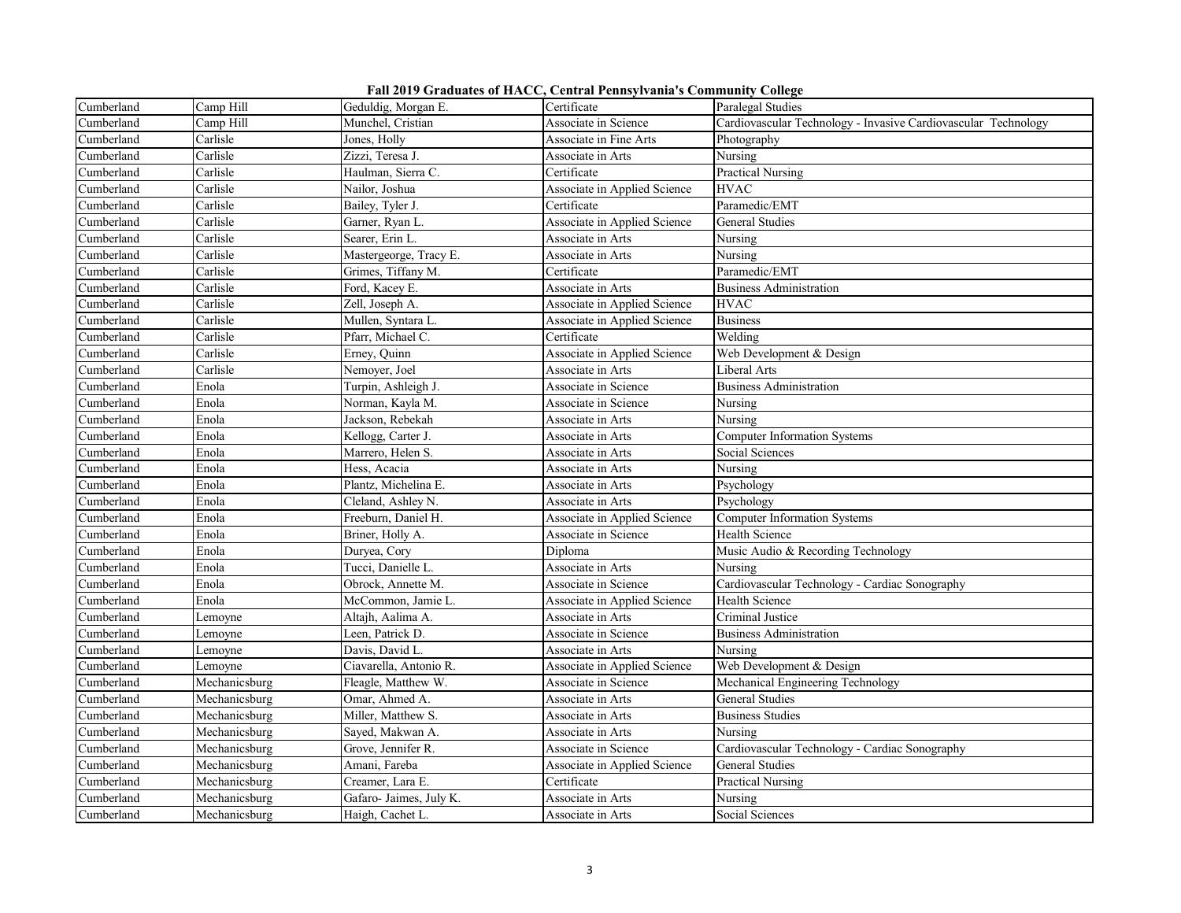# Fall 2019 Graduates of HACC, Central Pennsylvania's Community College

| | | | | |
|---|---|---|---|---|
| Cumberland | Camp Hill | Geduldig, Morgan E. | Certificate | Paralegal Studies |
| Cumberland | Camp Hill | Munchel, Cristian | Associate in Science | Cardiovascular Technology - Invasive Cardiovascular Technology |
| Cumberland | Carlisle | Jones, Holly | Associate in Fine Arts | Photography |
| Cumberland | Carlisle | Zizzi, Teresa J. | Associate in Arts | Nursing |
| Cumberland | Carlisle | Haulman, Sierra C. | Certificate | Practical Nursing |
| Cumberland | Carlisle | Nailor, Joshua | Associate in Applied Science | HVAC |
| Cumberland | Carlisle | Bailey, Tyler J. | Certificate | Paramedic/EMT |
| Cumberland | Carlisle | Garner, Ryan L. | Associate in Applied Science | General Studies |
| Cumberland | Carlisle | Searer, Erin L. | Associate in Arts | Nursing |
| Cumberland | Carlisle | Mastergeorge, Tracy E. | Associate in Arts | Nursing |
| Cumberland | Carlisle | Grimes, Tiffany M. | Certificate | Paramedic/EMT |
| Cumberland | Carlisle | Ford, Kacey E. | Associate in Arts | Business Administration |
| Cumberland | Carlisle | Zell, Joseph A. | Associate in Applied Science | HVAC |
| Cumberland | Carlisle | Mullen, Syntara L. | Associate in Applied Science | Business |
| Cumberland | Carlisle | Pfarr, Michael C. | Certificate | Welding |
| Cumberland | Carlisle | Erney, Quinn | Associate in Applied Science | Web Development & Design |
| Cumberland | Carlisle | Nemoyer, Joel | Associate in Arts | Liberal Arts |
| Cumberland | Enola | Turpin, Ashleigh J. | Associate in Science | Business Administration |
| Cumberland | Enola | Norman, Kayla M. | Associate in Science | Nursing |
| Cumberland | Enola | Jackson, Rebekah | Associate in Arts | Nursing |
| Cumberland | Enola | Kellogg, Carter J. | Associate in Arts | Computer Information Systems |
| Cumberland | Enola | Marrero, Helen S. | Associate in Arts | Social Sciences |
| Cumberland | Enola | Hess, Acacia | Associate in Arts | Nursing |
| Cumberland | Enola | Plantz, Michelina E. | Associate in Arts | Psychology |
| Cumberland | Enola | Cleland, Ashley N. | Associate in Arts | Psychology |
| Cumberland | Enola | Freeburn, Daniel H. | Associate in Applied Science | Computer Information Systems |
| Cumberland | Enola | Briner, Holly A. | Associate in Science | Health Science |
| Cumberland | Enola | Duryea, Cory | Diploma | Music Audio & Recording Technology |
| Cumberland | Enola | Tucci, Danielle L. | Associate in Arts | Nursing |
| Cumberland | Enola | Obrock, Annette M. | Associate in Science | Cardiovascular Technology - Cardiac Sonography |
| Cumberland | Enola | McCommon, Jamie L. | Associate in Applied Science | Health Science |
| Cumberland | Lemoyne | Altajh, Aalima A. | Associate in Arts | Criminal Justice |
| Cumberland | Lemoyne | Leen, Patrick D. | Associate in Science | Business Administration |
| Cumberland | Lemoyne | Davis, David L. | Associate in Arts | Nursing |
| Cumberland | Lemoyne | Ciavarella, Antonio R. | Associate in Applied Science | Web Development & Design |
| Cumberland | Mechanicsburg | Fleagle, Matthew W. | Associate in Science | Mechanical Engineering Technology |
| Cumberland | Mechanicsburg | Omar, Ahmed A. | Associate in Arts | General Studies |
| Cumberland | Mechanicsburg | Miller, Matthew S. | Associate in Arts | Business Studies |
| Cumberland | Mechanicsburg | Sayed, Makwan A. | Associate in Arts | Nursing |
| Cumberland | Mechanicsburg | Grove, Jennifer R. | Associate in Science | Cardiovascular Technology - Cardiac Sonography |
| Cumberland | Mechanicsburg | Amani, Fareba | Associate in Applied Science | General Studies |
| Cumberland | Mechanicsburg | Creamer, Lara E. | Certificate | Practical Nursing |
| Cumberland | Mechanicsburg | Gafaro- Jaimes, July K. | Associate in Arts | Nursing |
| Cumberland | Mechanicsburg | Haigh, Cachet L. | Associate in Arts | Social Sciences |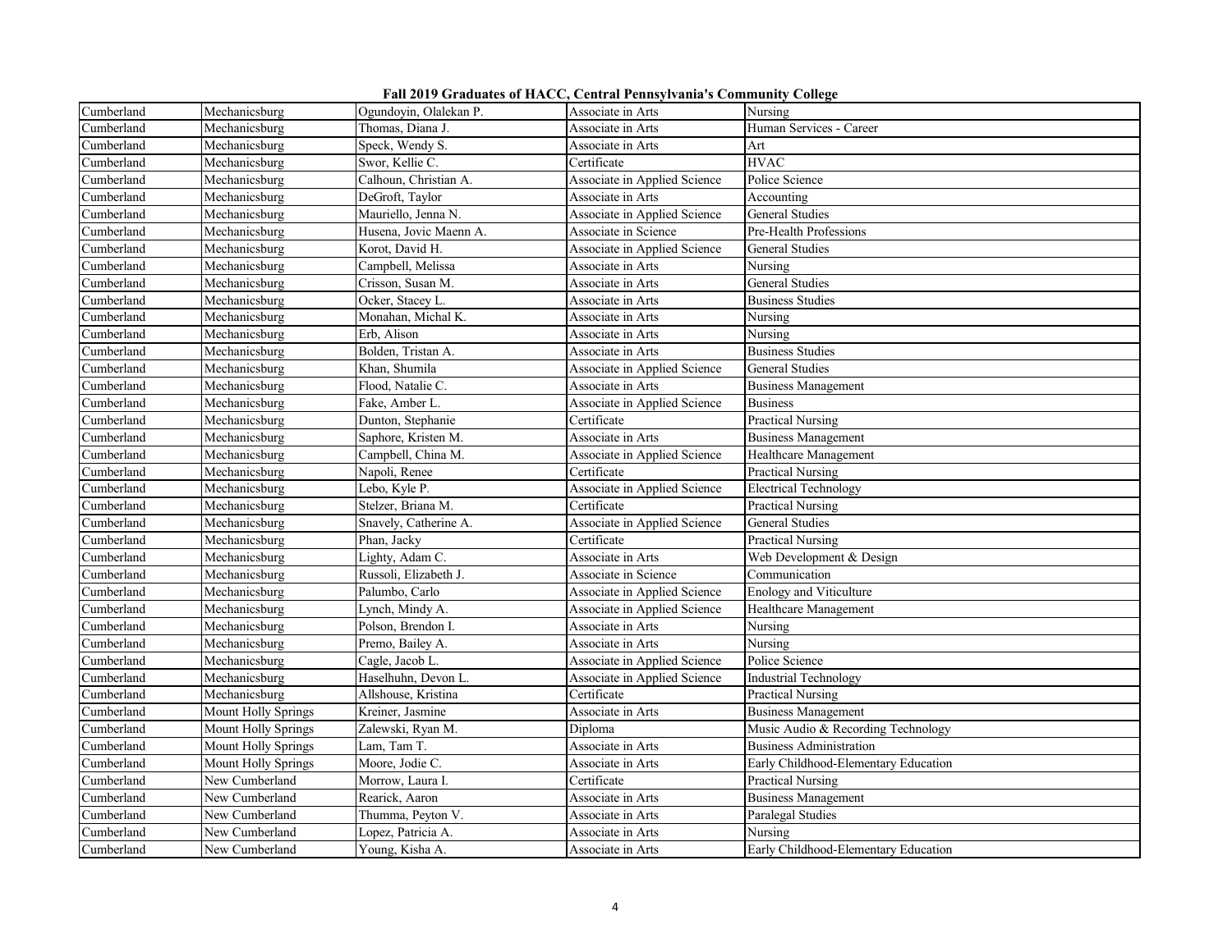**Fall 2019 Graduates of HACC, Central Pennsylvania's Community College**

| | | | | |
|---|---|---|---|---|
| Cumberland | Mechanicsburg | Ogundoyin, Olalekan P. | Associate in Arts | Nursing |
| Cumberland | Mechanicsburg | Thomas, Diana J. | Associate in Arts | Human Services - Career |
| Cumberland | Mechanicsburg | Speck, Wendy S. | Associate in Arts | Art |
| Cumberland | Mechanicsburg | Swor, Kellie C. | Certificate | HVAC |
| Cumberland | Mechanicsburg | Calhoun, Christian A. | Associate in Applied Science | Police Science |
| Cumberland | Mechanicsburg | DeGroft, Taylor | Associate in Arts | Accounting |
| Cumberland | Mechanicsburg | Mauriello, Jenna N. | Associate in Applied Science | General Studies |
| Cumberland | Mechanicsburg | Husena, Jovic Maenn A. | Associate in Science | Pre-Health Professions |
| Cumberland | Mechanicsburg | Korot, David H. | Associate in Applied Science | General Studies |
| Cumberland | Mechanicsburg | Campbell, Melissa | Associate in Arts | Nursing |
| Cumberland | Mechanicsburg | Crisson, Susan M. | Associate in Arts | General Studies |
| Cumberland | Mechanicsburg | Ocker, Stacey L. | Associate in Arts | Business Studies |
| Cumberland | Mechanicsburg | Monahan, Michal K. | Associate in Arts | Nursing |
| Cumberland | Mechanicsburg | Erb, Alison | Associate in Arts | Nursing |
| Cumberland | Mechanicsburg | Bolden, Tristan A. | Associate in Arts | Business Studies |
| Cumberland | Mechanicsburg | Khan, Shumila | Associate in Applied Science | General Studies |
| Cumberland | Mechanicsburg | Flood, Natalie C. | Associate in Arts | Business Management |
| Cumberland | Mechanicsburg | Fake, Amber L. | Associate in Applied Science | Business |
| Cumberland | Mechanicsburg | Dunton, Stephanie | Certificate | Practical Nursing |
| Cumberland | Mechanicsburg | Saphore, Kristen M. | Associate in Arts | Business Management |
| Cumberland | Mechanicsburg | Campbell, China M. | Associate in Applied Science | Healthcare Management |
| Cumberland | Mechanicsburg | Napoli, Renee | Certificate | Practical Nursing |
| Cumberland | Mechanicsburg | Lebo, Kyle P. | Associate in Applied Science | Electrical Technology |
| Cumberland | Mechanicsburg | Stelzer, Briana M. | Certificate | Practical Nursing |
| Cumberland | Mechanicsburg | Snavely, Catherine A. | Associate in Applied Science | General Studies |
| Cumberland | Mechanicsburg | Phan, Jacky | Certificate | Practical Nursing |
| Cumberland | Mechanicsburg | Lighty, Adam C. | Associate in Arts | Web Development & Design |
| Cumberland | Mechanicsburg | Russoli, Elizabeth J. | Associate in Science | Communication |
| Cumberland | Mechanicsburg | Palumbo, Carlo | Associate in Applied Science | Enology and Viticulture |
| Cumberland | Mechanicsburg | Lynch, Mindy A. | Associate in Applied Science | Healthcare Management |
| Cumberland | Mechanicsburg | Polson, Brendon I. | Associate in Arts | Nursing |
| Cumberland | Mechanicsburg | Premo, Bailey A. | Associate in Arts | Nursing |
| Cumberland | Mechanicsburg | Cagle, Jacob L. | Associate in Applied Science | Police Science |
| Cumberland | Mechanicsburg | Haselhuhn, Devon L. | Associate in Applied Science | Industrial Technology |
| Cumberland | Mechanicsburg | Allshouse, Kristina | Certificate | Practical Nursing |
| Cumberland | Mount Holly Springs | Kreiner, Jasmine | Associate in Arts | Business Management |
| Cumberland | Mount Holly Springs | Zalewski, Ryan M. | Diploma | Music Audio & Recording Technology |
| Cumberland | Mount Holly Springs | Lam, Tam T. | Associate in Arts | Business Administration |
| Cumberland | Mount Holly Springs | Moore, Jodie C. | Associate in Arts | Early Childhood-Elementary Education |
| Cumberland | New Cumberland | Morrow, Laura I. | Certificate | Practical Nursing |
| Cumberland | New Cumberland | Rearick, Aaron | Associate in Arts | Business Management |
| Cumberland | New Cumberland | Thumma, Peyton V. | Associate in Arts | Paralegal Studies |
| Cumberland | New Cumberland | Lopez, Patricia A. | Associate in Arts | Nursing |
| Cumberland | New Cumberland | Young, Kisha A. | Associate in Arts | Early Childhood-Elementary Education |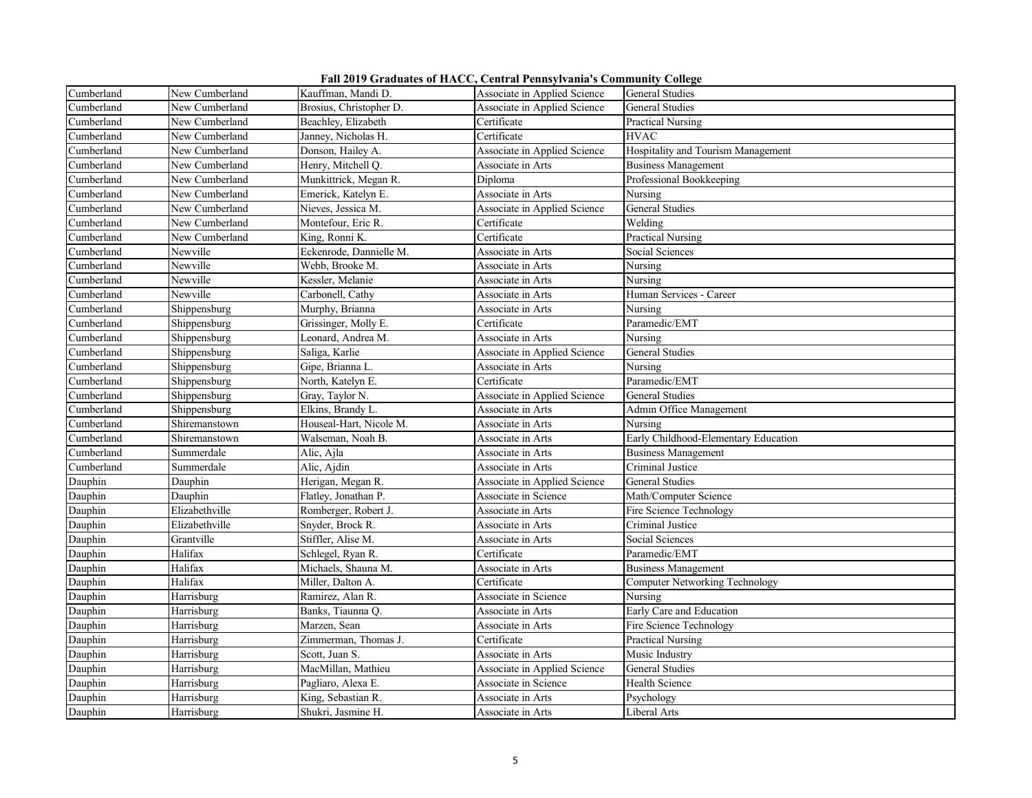Fall 2019 Graduates of HACC, Central Pennsylvania's Community College

| | | | | |
|---|---|---|---|---|
| Cumberland | New Cumberland | Kauffman, Mandi D. | Associate in Applied Science | General Studies |
| Cumberland | New Cumberland | Brosius, Christopher D. | Associate in Applied Science | General Studies |
| Cumberland | New Cumberland | Beachley, Elizabeth | Certificate | Practical Nursing |
| Cumberland | New Cumberland | Janney, Nicholas H. | Certificate | HVAC |
| Cumberland | New Cumberland | Donson, Hailey A. | Associate in Applied Science | Hospitality and Tourism Management |
| Cumberland | New Cumberland | Henry, Mitchell Q. | Associate in Arts | Business Management |
| Cumberland | New Cumberland | Munkittrick, Megan R. | Diploma | Professional Bookkeeping |
| Cumberland | New Cumberland | Emerick, Katelyn E. | Associate in Arts | Nursing |
| Cumberland | New Cumberland | Nieves, Jessica M. | Associate in Applied Science | General Studies |
| Cumberland | New Cumberland | Montefour, Eric R. | Certificate | Welding |
| Cumberland | New Cumberland | King, Ronni K. | Certificate | Practical Nursing |
| Cumberland | Newville | Eckenrode, Dannielle M. | Associate in Arts | Social Sciences |
| Cumberland | Newville | Webb, Brooke M. | Associate in Arts | Nursing |
| Cumberland | Newville | Kessler, Melanie | Associate in Arts | Nursing |
| Cumberland | Newville | Carbonell, Cathy | Associate in Arts | Human Services - Career |
| Cumberland | Shippensburg | Murphy, Brianna | Associate in Arts | Nursing |
| Cumberland | Shippensburg | Grissinger, Molly E. | Certificate | Paramedic/EMT |
| Cumberland | Shippensburg | Leonard, Andrea M. | Associate in Arts | Nursing |
| Cumberland | Shippensburg | Saliga, Karlie | Associate in Applied Science | General Studies |
| Cumberland | Shippensburg | Gipe, Brianna L. | Associate in Arts | Nursing |
| Cumberland | Shippensburg | North, Katelyn E. | Certificate | Paramedic/EMT |
| Cumberland | Shippensburg | Gray, Taylor N. | Associate in Applied Science | General Studies |
| Cumberland | Shippensburg | Elkins, Brandy L. | Associate in Arts | Admin Office Management |
| Cumberland | Shiremanstown | Houseal-Hart, Nicole M. | Associate in Arts | Nursing |
| Cumberland | Shiremanstown | Walseman, Noah B. | Associate in Arts | Early Childhood-Elementary Education |
| Cumberland | Summerdale | Alic, Ajla | Associate in Arts | Business Management |
| Cumberland | Summerdale | Alic, Ajdin | Associate in Arts | Criminal Justice |
| Dauphin | Dauphin | Herigan, Megan R. | Associate in Applied Science | General Studies |
| Dauphin | Dauphin | Flatley, Jonathan P. | Associate in Science | Math/Computer Science |
| Dauphin | Elizabethville | Romberger, Robert J. | Associate in Arts | Fire Science Technology |
| Dauphin | Elizabethville | Snyder, Brock R. | Associate in Arts | Criminal Justice |
| Dauphin | Grantville | Stiffler, Alise M. | Associate in Arts | Social Sciences |
| Dauphin | Halifax | Schlegel, Ryan R. | Certificate | Paramedic/EMT |
| Dauphin | Halifax | Michaels, Shauna M. | Associate in Arts | Business Management |
| Dauphin | Halifax | Miller, Dalton A. | Certificate | Computer Networking Technology |
| Dauphin | Harrisburg | Ramirez, Alan R. | Associate in Science | Nursing |
| Dauphin | Harrisburg | Banks, Tiaunna Q. | Associate in Arts | Early Care and Education |
| Dauphin | Harrisburg | Marzen, Sean | Associate in Arts | Fire Science Technology |
| Dauphin | Harrisburg | Zimmerman, Thomas J. | Certificate | Practical Nursing |
| Dauphin | Harrisburg | Scott, Juan S. | Associate in Arts | Music Industry |
| Dauphin | Harrisburg | MacMillan, Mathieu | Associate in Applied Science | General Studies |
| Dauphin | Harrisburg | Pagliaro, Alexa E. | Associate in Science | Health Science |
| Dauphin | Harrisburg | King, Sebastian R. | Associate in Arts | Psychology |
| Dauphin | Harrisburg | Shukri, Jasmine H. | Associate in Arts | Liberal Arts |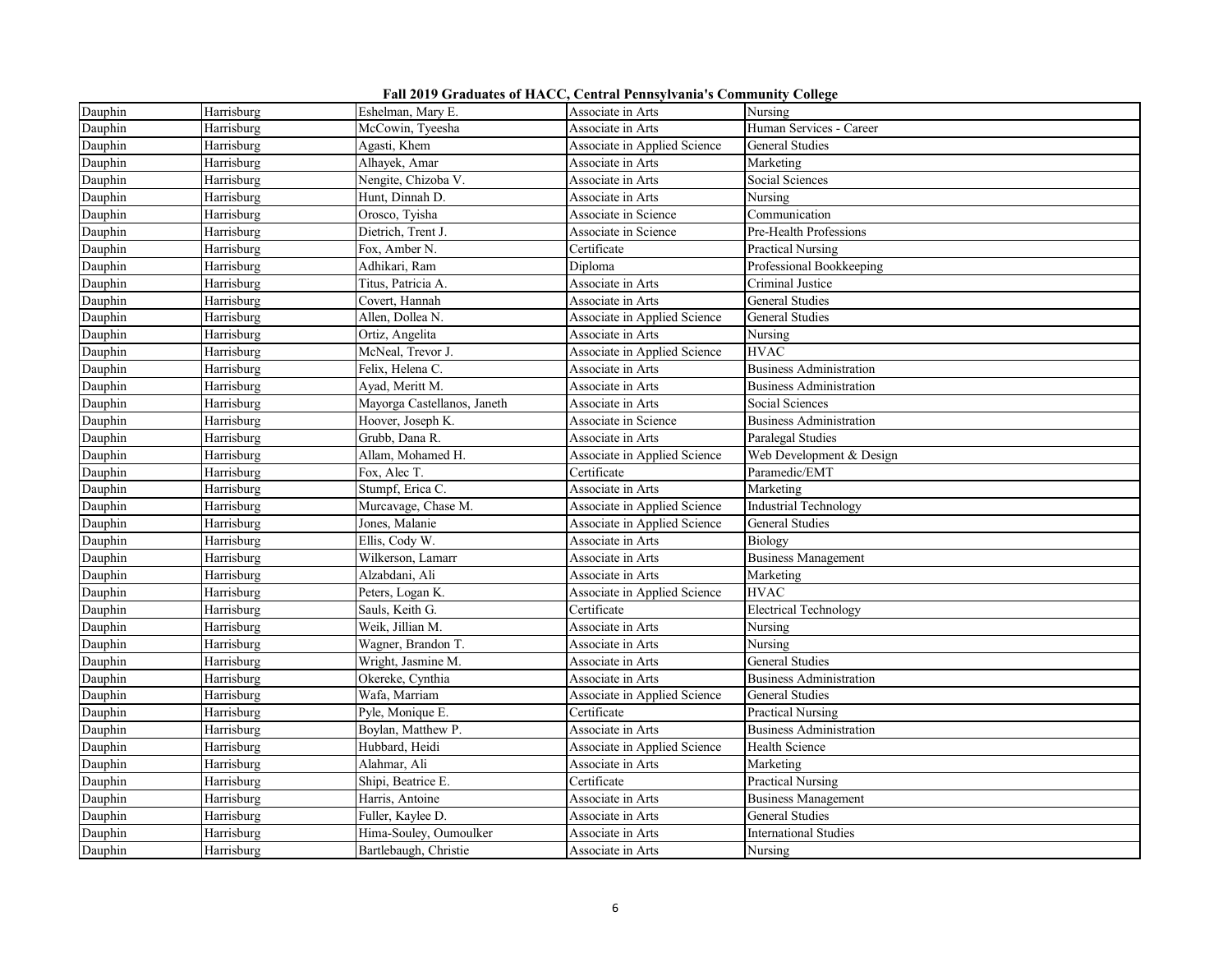**Fall 2019 Graduates of HACC, Central Pennsylvania's Community College**

| | | | | |
|---|---|---|---|---|
| Dauphin | Harrisburg | Eshelman, Mary E. | Associate in Arts | Nursing |
| Dauphin | Harrisburg | McCowin, Tyeesha | Associate in Arts | Human Services - Career |
| Dauphin | Harrisburg | Agasti, Khem | Associate in Applied Science | General Studies |
| Dauphin | Harrisburg | Alhayek, Amar | Associate in Arts | Marketing |
| Dauphin | Harrisburg | Nengite, Chizoba V. | Associate in Arts | Social Sciences |
| Dauphin | Harrisburg | Hunt, Dinnah D. | Associate in Arts | Nursing |
| Dauphin | Harrisburg | Orosco, Tyisha | Associate in Science | Communication |
| Dauphin | Harrisburg | Dietrich, Trent J. | Associate in Science | Pre-Health Professions |
| Dauphin | Harrisburg | Fox, Amber N. | Certificate | Practical Nursing |
| Dauphin | Harrisburg | Adhikari, Ram | Diploma | Professional Bookkeeping |
| Dauphin | Harrisburg | Titus, Patricia A. | Associate in Arts | Criminal Justice |
| Dauphin | Harrisburg | Covert, Hannah | Associate in Arts | General Studies |
| Dauphin | Harrisburg | Allen, Dollea N. | Associate in Applied Science | General Studies |
| Dauphin | Harrisburg | Ortiz, Angelita | Associate in Arts | Nursing |
| Dauphin | Harrisburg | McNeal, Trevor J. | Associate in Applied Science | HVAC |
| Dauphin | Harrisburg | Felix, Helena C. | Associate in Arts | Business Administration |
| Dauphin | Harrisburg | Ayad, Meritt M. | Associate in Arts | Business Administration |
| Dauphin | Harrisburg | Mayorga Castellanos, Janeth | Associate in Arts | Social Sciences |
| Dauphin | Harrisburg | Hoover, Joseph K. | Associate in Science | Business Administration |
| Dauphin | Harrisburg | Grubb, Dana R. | Associate in Arts | Paralegal Studies |
| Dauphin | Harrisburg | Allam, Mohamed H. | Associate in Applied Science | Web Development & Design |
| Dauphin | Harrisburg | Fox, Alec T. | Certificate | Paramedic/EMT |
| Dauphin | Harrisburg | Stumpf, Erica C. | Associate in Arts | Marketing |
| Dauphin | Harrisburg | Murcavage, Chase M. | Associate in Applied Science | Industrial Technology |
| Dauphin | Harrisburg | Jones, Malanie | Associate in Applied Science | General Studies |
| Dauphin | Harrisburg | Ellis, Cody W. | Associate in Arts | Biology |
| Dauphin | Harrisburg | Wilkerson, Lamarr | Associate in Arts | Business Management |
| Dauphin | Harrisburg | Alzabdani, Ali | Associate in Arts | Marketing |
| Dauphin | Harrisburg | Peters, Logan K. | Associate in Applied Science | HVAC |
| Dauphin | Harrisburg | Sauls, Keith G. | Certificate | Electrical Technology |
| Dauphin | Harrisburg | Weik, Jillian M. | Associate in Arts | Nursing |
| Dauphin | Harrisburg | Wagner, Brandon T. | Associate in Arts | Nursing |
| Dauphin | Harrisburg | Wright, Jasmine M. | Associate in Arts | General Studies |
| Dauphin | Harrisburg | Okereke, Cynthia | Associate in Arts | Business Administration |
| Dauphin | Harrisburg | Wafa, Marriam | Associate in Applied Science | General Studies |
| Dauphin | Harrisburg | Pyle, Monique E. | Certificate | Practical Nursing |
| Dauphin | Harrisburg | Boylan, Matthew P. | Associate in Arts | Business Administration |
| Dauphin | Harrisburg | Hubbard, Heidi | Associate in Applied Science | Health Science |
| Dauphin | Harrisburg | Alahmar, Ali | Associate in Arts | Marketing |
| Dauphin | Harrisburg | Shipi, Beatrice E. | Certificate | Practical Nursing |
| Dauphin | Harrisburg | Harris, Antoine | Associate in Arts | Business Management |
| Dauphin | Harrisburg | Fuller, Kaylee D. | Associate in Arts | General Studies |
| Dauphin | Harrisburg | Hima-Souley, Oumoulker | Associate in Arts | International Studies |
| Dauphin | Harrisburg | Bartlebaugh, Christie | Associate in Arts | Nursing |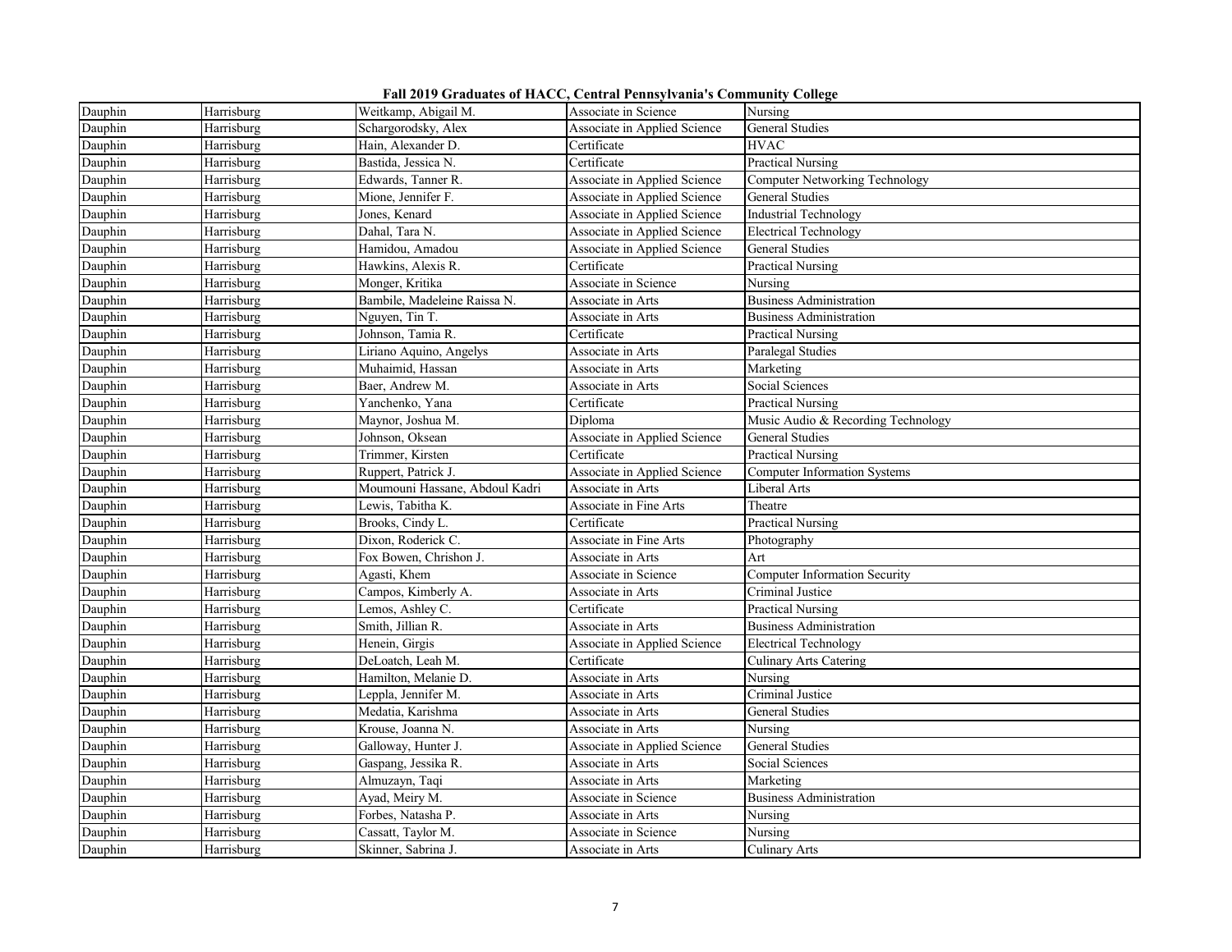# Fall 2019 Graduates of HACC, Central Pennsylvania's Community College

| | | | | |
|---|---|---|---|---|
| Dauphin | Harrisburg | Weitkamp, Abigail M. | Associate in Science | Nursing |
| Dauphin | Harrisburg | Schargorodsky, Alex | Associate in Applied Science | General Studies |
| Dauphin | Harrisburg | Hain, Alexander D. | Certificate | HVAC |
| Dauphin | Harrisburg | Bastida, Jessica N. | Certificate | Practical Nursing |
| Dauphin | Harrisburg | Edwards, Tanner R. | Associate in Applied Science | Computer Networking Technology |
| Dauphin | Harrisburg | Mione, Jennifer F. | Associate in Applied Science | General Studies |
| Dauphin | Harrisburg | Jones, Kenard | Associate in Applied Science | Industrial Technology |
| Dauphin | Harrisburg | Dahal, Tara N. | Associate in Applied Science | Electrical Technology |
| Dauphin | Harrisburg | Hamidou, Amadou | Associate in Applied Science | General Studies |
| Dauphin | Harrisburg | Hawkins, Alexis R. | Certificate | Practical Nursing |
| Dauphin | Harrisburg | Monger, Kritika | Associate in Science | Nursing |
| Dauphin | Harrisburg | Bambile, Madeleine Raissa N. | Associate in Arts | Business Administration |
| Dauphin | Harrisburg | Nguyen, Tin T. | Associate in Arts | Business Administration |
| Dauphin | Harrisburg | Johnson, Tamia R. | Certificate | Practical Nursing |
| Dauphin | Harrisburg | Liriano Aquino, Angelys | Associate in Arts | Paralegal Studies |
| Dauphin | Harrisburg | Muhaimid, Hassan | Associate in Arts | Marketing |
| Dauphin | Harrisburg | Baer, Andrew M. | Associate in Arts | Social Sciences |
| Dauphin | Harrisburg | Yanchenko, Yana | Certificate | Practical Nursing |
| Dauphin | Harrisburg | Maynor, Joshua M. | Diploma | Music Audio & Recording Technology |
| Dauphin | Harrisburg | Johnson, Oksean | Associate in Applied Science | General Studies |
| Dauphin | Harrisburg | Trimmer, Kirsten | Certificate | Practical Nursing |
| Dauphin | Harrisburg | Ruppert, Patrick J. | Associate in Applied Science | Computer Information Systems |
| Dauphin | Harrisburg | Moumouni Hassane, Abdoul Kadri | Associate in Arts | Liberal Arts |
| Dauphin | Harrisburg | Lewis, Tabitha K. | Associate in Fine Arts | Theatre |
| Dauphin | Harrisburg | Brooks, Cindy L. | Certificate | Practical Nursing |
| Dauphin | Harrisburg | Dixon, Roderick C. | Associate in Fine Arts | Photography |
| Dauphin | Harrisburg | Fox Bowen, Chrishon J. | Associate in Arts | Art |
| Dauphin | Harrisburg | Agasti, Khem | Associate in Science | Computer Information Security |
| Dauphin | Harrisburg | Campos, Kimberly A. | Associate in Arts | Criminal Justice |
| Dauphin | Harrisburg | Lemos, Ashley C. | Certificate | Practical Nursing |
| Dauphin | Harrisburg | Smith, Jillian R. | Associate in Arts | Business Administration |
| Dauphin | Harrisburg | Henein, Girgis | Associate in Applied Science | Electrical Technology |
| Dauphin | Harrisburg | DeLoatch, Leah M. | Certificate | Culinary Arts Catering |
| Dauphin | Harrisburg | Hamilton, Melanie D. | Associate in Arts | Nursing |
| Dauphin | Harrisburg | Leppla, Jennifer M. | Associate in Arts | Criminal Justice |
| Dauphin | Harrisburg | Medatia, Karishma | Associate in Arts | General Studies |
| Dauphin | Harrisburg | Krouse, Joanna N. | Associate in Arts | Nursing |
| Dauphin | Harrisburg | Galloway, Hunter J. | Associate in Applied Science | General Studies |
| Dauphin | Harrisburg | Gaspang, Jessika R. | Associate in Arts | Social Sciences |
| Dauphin | Harrisburg | Almuzayn, Taqi | Associate in Arts | Marketing |
| Dauphin | Harrisburg | Ayad, Meiry M. | Associate in Science | Business Administration |
| Dauphin | Harrisburg | Forbes, Natasha P. | Associate in Arts | Nursing |
| Dauphin | Harrisburg | Cassatt, Taylor M. | Associate in Science | Nursing |
| Dauphin | Harrisburg | Skinner, Sabrina J. | Associate in Arts | Culinary Arts |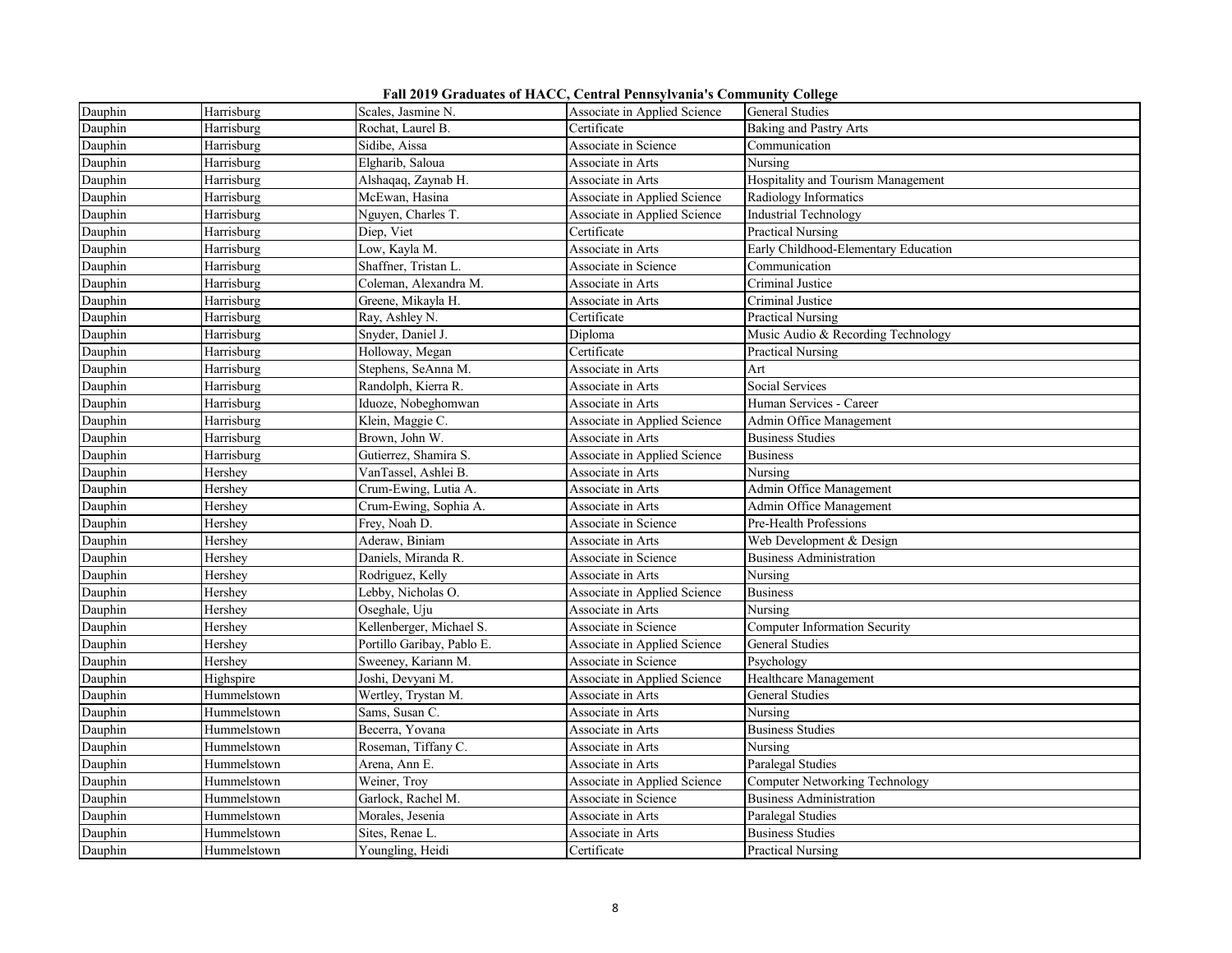**Fall 2019 Graduates of HACC, Central Pennsylvania's Community College**

| | | | | |
|---|---|---|---|---|
| Dauphin | Harrisburg | Scales, Jasmine N. | Associate in Applied Science | General Studies |
| Dauphin | Harrisburg | Rochat, Laurel B. | Certificate | Baking and Pastry Arts |
| Dauphin | Harrisburg | Sidibe, Aissa | Associate in Science | Communication |
| Dauphin | Harrisburg | Elgharib, Saloua | Associate in Arts | Nursing |
| Dauphin | Harrisburg | Alshaqaq, Zaynab H. | Associate in Arts | Hospitality and Tourism Management |
| Dauphin | Harrisburg | McEwan, Hasina | Associate in Applied Science | Radiology Informatics |
| Dauphin | Harrisburg | Nguyen, Charles T. | Associate in Applied Science | Industrial Technology |
| Dauphin | Harrisburg | Diep, Viet | Certificate | Practical Nursing |
| Dauphin | Harrisburg | Low, Kayla M. | Associate in Arts | Early Childhood-Elementary Education |
| Dauphin | Harrisburg | Shaffner, Tristan L. | Associate in Science | Communication |
| Dauphin | Harrisburg | Coleman, Alexandra M. | Associate in Arts | Criminal Justice |
| Dauphin | Harrisburg | Greene, Mikayla H. | Associate in Arts | Criminal Justice |
| Dauphin | Harrisburg | Ray, Ashley N. | Certificate | Practical Nursing |
| Dauphin | Harrisburg | Snyder, Daniel J. | Diploma | Music Audio & Recording Technology |
| Dauphin | Harrisburg | Holloway, Megan | Certificate | Practical Nursing |
| Dauphin | Harrisburg | Stephens, SeAnna M. | Associate in Arts | Art |
| Dauphin | Harrisburg | Randolph, Kierra R. | Associate in Arts | Social Services |
| Dauphin | Harrisburg | Iduoze, Nobeghomwan | Associate in Arts | Human Services - Career |
| Dauphin | Harrisburg | Klein, Maggie C. | Associate in Applied Science | Admin Office Management |
| Dauphin | Harrisburg | Brown, John W. | Associate in Arts | Business Studies |
| Dauphin | Harrisburg | Gutierrez, Shamira S. | Associate in Applied Science | Business |
| Dauphin | Hershey | VanTassel, Ashlei B. | Associate in Arts | Nursing |
| Dauphin | Hershey | Crum-Ewing, Lutia A. | Associate in Arts | Admin Office Management |
| Dauphin | Hershey | Crum-Ewing, Sophia A. | Associate in Arts | Admin Office Management |
| Dauphin | Hershey | Frey, Noah D. | Associate in Science | Pre-Health Professions |
| Dauphin | Hershey | Aderaw, Biniam | Associate in Arts | Web Development & Design |
| Dauphin | Hershey | Daniels, Miranda R. | Associate in Science | Business Administration |
| Dauphin | Hershey | Rodriguez, Kelly | Associate in Arts | Nursing |
| Dauphin | Hershey | Lebby, Nicholas O. | Associate in Applied Science | Business |
| Dauphin | Hershey | Oseghale, Uju | Associate in Arts | Nursing |
| Dauphin | Hershey | Kellenberger, Michael S. | Associate in Science | Computer Information Security |
| Dauphin | Hershey | Portillo Garibay, Pablo E. | Associate in Applied Science | General Studies |
| Dauphin | Hershey | Sweeney, Kariann M. | Associate in Science | Psychology |
| Dauphin | Highspire | Joshi, Devyani M. | Associate in Applied Science | Healthcare Management |
| Dauphin | Hummelstown | Wertley, Trystan M. | Associate in Arts | General Studies |
| Dauphin | Hummelstown | Sams, Susan C. | Associate in Arts | Nursing |
| Dauphin | Hummelstown | Becerra, Yovana | Associate in Arts | Business Studies |
| Dauphin | Hummelstown | Roseman, Tiffany C. | Associate in Arts | Nursing |
| Dauphin | Hummelstown | Arena, Ann E. | Associate in Arts | Paralegal Studies |
| Dauphin | Hummelstown | Weiner, Troy | Associate in Applied Science | Computer Networking Technology |
| Dauphin | Hummelstown | Garlock, Rachel M. | Associate in Science | Business Administration |
| Dauphin | Hummelstown | Morales, Jesenia | Associate in Arts | Paralegal Studies |
| Dauphin | Hummelstown | Sites, Renae L. | Associate in Arts | Business Studies |
| Dauphin | Hummelstown | Youngling, Heidi | Certificate | Practical Nursing |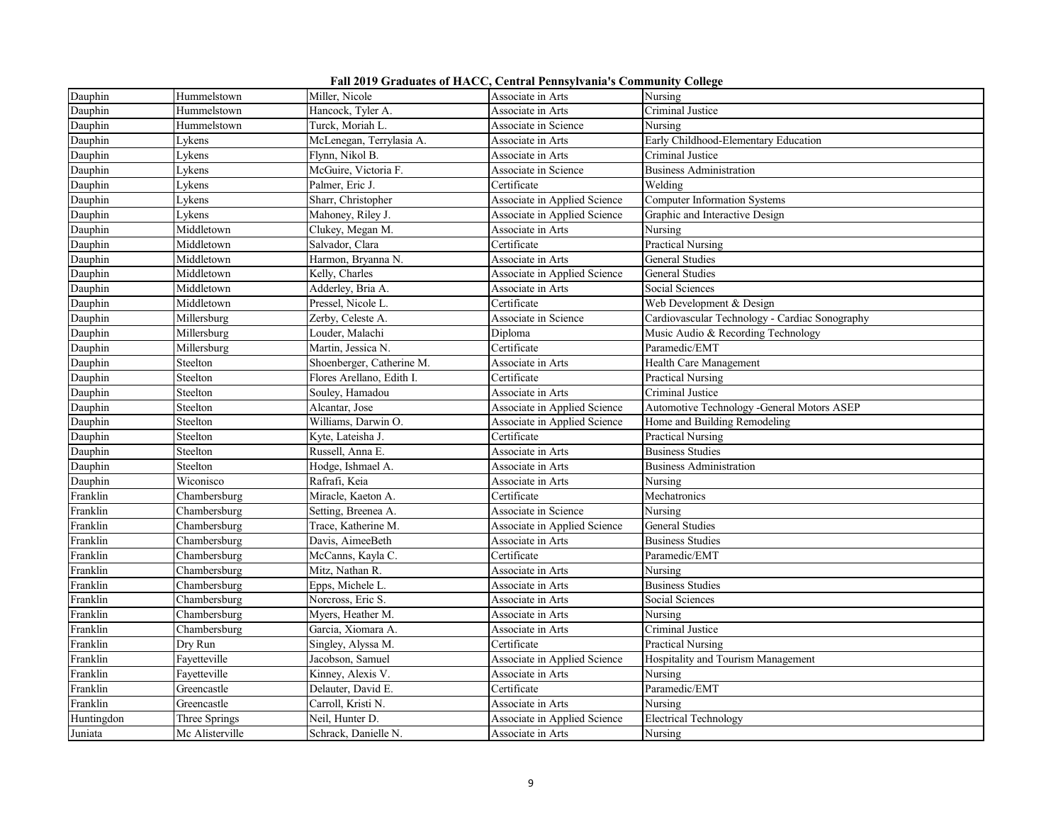# Fall 2019 Graduates of HACC, Central Pennsylvania's Community College

| | | | | |
|---|---|---|---|---|
| Dauphin | Hummelstown | Miller, Nicole | Associate in Arts | Nursing |
| Dauphin | Hummelstown | Hancock, Tyler A. | Associate in Arts | Criminal Justice |
| Dauphin | Hummelstown | Turck, Moriah L. | Associate in Science | Nursing |
| Dauphin | Lykens | McLenegan, Terrylasia A. | Associate in Arts | Early Childhood-Elementary Education |
| Dauphin | Lykens | Flynn, Nikol B. | Associate in Arts | Criminal Justice |
| Dauphin | Lykens | McGuire, Victoria F. | Associate in Science | Business Administration |
| Dauphin | Lykens | Palmer, Eric J. | Certificate | Welding |
| Dauphin | Lykens | Sharr, Christopher | Associate in Applied Science | Computer Information Systems |
| Dauphin | Lykens | Mahoney, Riley J. | Associate in Applied Science | Graphic and Interactive Design |
| Dauphin | Middletown | Clukey, Megan M. | Associate in Arts | Nursing |
| Dauphin | Middletown | Salvador, Clara | Certificate | Practical Nursing |
| Dauphin | Middletown | Harmon, Bryanna N. | Associate in Arts | General Studies |
| Dauphin | Middletown | Kelly, Charles | Associate in Applied Science | General Studies |
| Dauphin | Middletown | Adderley, Bria A. | Associate in Arts | Social Sciences |
| Dauphin | Middletown | Pressel, Nicole L. | Certificate | Web Development & Design |
| Dauphin | Millersburg | Zerby, Celeste A. | Associate in Science | Cardiovascular Technology - Cardiac Sonography |
| Dauphin | Millersburg | Louder, Malachi | Diploma | Music Audio & Recording Technology |
| Dauphin | Millersburg | Martin, Jessica N. | Certificate | Paramedic/EMT |
| Dauphin | Steelton | Shoenberger, Catherine M. | Associate in Arts | Health Care Management |
| Dauphin | Steelton | Flores Arellano, Edith I. | Certificate | Practical Nursing |
| Dauphin | Steelton | Souley, Hamadou | Associate in Arts | Criminal Justice |
| Dauphin | Steelton | Alcantar, Jose | Associate in Applied Science | Automotive Technology -General Motors ASEP |
| Dauphin | Steelton | Williams, Darwin O. | Associate in Applied Science | Home and Building Remodeling |
| Dauphin | Steelton | Kyte, Lateisha J. | Certificate | Practical Nursing |
| Dauphin | Steelton | Russell, Anna E. | Associate in Arts | Business Studies |
| Dauphin | Steelton | Hodge, Ishmael A. | Associate in Arts | Business Administration |
| Dauphin | Wiconisco | Rafrafi, Keia | Associate in Arts | Nursing |
| Franklin | Chambersburg | Miracle, Kaeton A. | Certificate | Mechatronics |
| Franklin | Chambersburg | Setting, Breenea A. | Associate in Science | Nursing |
| Franklin | Chambersburg | Trace, Katherine M. | Associate in Applied Science | General Studies |
| Franklin | Chambersburg | Davis, AimeeBeth | Associate in Arts | Business Studies |
| Franklin | Chambersburg | McCanns, Kayla C. | Certificate | Paramedic/EMT |
| Franklin | Chambersburg | Mitz, Nathan R. | Associate in Arts | Nursing |
| Franklin | Chambersburg | Epps, Michele L. | Associate in Arts | Business Studies |
| Franklin | Chambersburg | Norcross, Eric S. | Associate in Arts | Social Sciences |
| Franklin | Chambersburg | Myers, Heather M. | Associate in Arts | Nursing |
| Franklin | Chambersburg | Garcia, Xiomara A. | Associate in Arts | Criminal Justice |
| Franklin | Dry Run | Singley, Alyssa M. | Certificate | Practical Nursing |
| Franklin | Fayetteville | Jacobson, Samuel | Associate in Applied Science | Hospitality and Tourism Management |
| Franklin | Fayetteville | Kinney, Alexis V. | Associate in Arts | Nursing |
| Franklin | Greencastle | Delauter, David E. | Certificate | Paramedic/EMT |
| Franklin | Greencastle | Carroll, Kristi N. | Associate in Arts | Nursing |
| Huntingdon | Three Springs | Neil, Hunter D. | Associate in Applied Science | Electrical Technology |
| Juniata | Mc Alisterville | Schrack, Danielle N. | Associate in Arts | Nursing |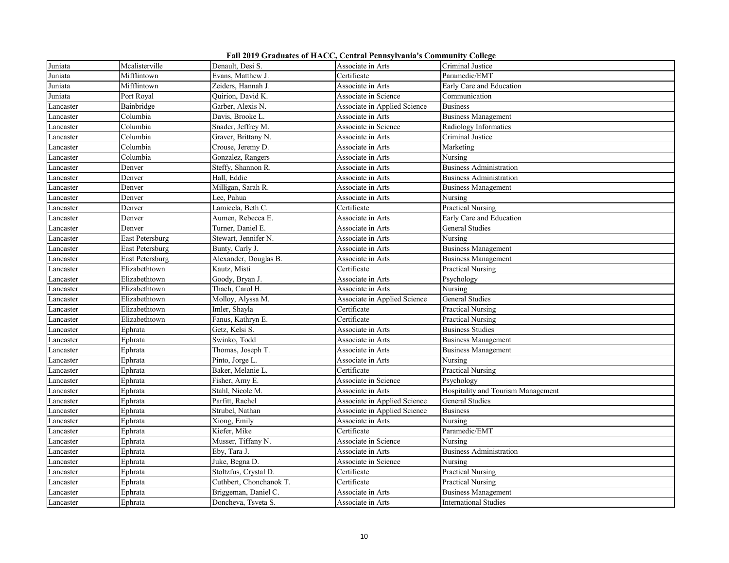**Fall 2019 Graduates of HACC, Central Pennsylvania's Community College**

| | | | | |
|---|---|---|---|---|
| Juniata | Mcalisterville | Denault, Desi S. | Associate in Arts | Criminal Justice |
| Juniata | Mifflintown | Evans, Matthew J. | Certificate | Paramedic/EMT |
| Juniata | Mifflintown | Zeiders, Hannah J. | Associate in Arts | Early Care and Education |
| Juniata | Port Royal | Quirion, David K. | Associate in Science | Communication |
| Lancaster | Bainbridge | Garber, Alexis N. | Associate in Applied Science | Business |
| Lancaster | Columbia | Davis, Brooke L. | Associate in Arts | Business Management |
| Lancaster | Columbia | Snader, Jeffrey M. | Associate in Science | Radiology Informatics |
| Lancaster | Columbia | Graver, Brittany N. | Associate in Arts | Criminal Justice |
| Lancaster | Columbia | Crouse, Jeremy D. | Associate in Arts | Marketing |
| Lancaster | Columbia | Gonzalez, Rangers | Associate in Arts | Nursing |
| Lancaster | Denver | Steffy, Shannon R. | Associate in Arts | Business Administration |
| Lancaster | Denver | Hall, Eddie | Associate in Arts | Business Administration |
| Lancaster | Denver | Milligan, Sarah R. | Associate in Arts | Business Management |
| Lancaster | Denver | Lee, Pahua | Associate in Arts | Nursing |
| Lancaster | Denver | Lamicela, Beth C. | Certificate | Practical Nursing |
| Lancaster | Denver | Aumen, Rebecca E. | Associate in Arts | Early Care and Education |
| Lancaster | Denver | Turner, Daniel E. | Associate in Arts | General Studies |
| Lancaster | East Petersburg | Stewart, Jennifer N. | Associate in Arts | Nursing |
| Lancaster | East Petersburg | Bunty, Carly J. | Associate in Arts | Business Management |
| Lancaster | East Petersburg | Alexander, Douglas B. | Associate in Arts | Business Management |
| Lancaster | Elizabethtown | Kautz, Misti | Certificate | Practical Nursing |
| Lancaster | Elizabethtown | Goody, Bryan J. | Associate in Arts | Psychology |
| Lancaster | Elizabethtown | Thach, Carol H. | Associate in Arts | Nursing |
| Lancaster | Elizabethtown | Molloy, Alyssa M. | Associate in Applied Science | General Studies |
| Lancaster | Elizabethtown | Imler, Shayla | Certificate | Practical Nursing |
| Lancaster | Elizabethtown | Fanus, Kathryn E. | Certificate | Practical Nursing |
| Lancaster | Ephrata | Getz, Kelsi S. | Associate in Arts | Business Studies |
| Lancaster | Ephrata | Swinko, Todd | Associate in Arts | Business Management |
| Lancaster | Ephrata | Thomas, Joseph T. | Associate in Arts | Business Management |
| Lancaster | Ephrata | Pinto, Jorge L. | Associate in Arts | Nursing |
| Lancaster | Ephrata | Baker, Melanie L. | Certificate | Practical Nursing |
| Lancaster | Ephrata | Fisher, Amy E. | Associate in Science | Psychology |
| Lancaster | Ephrata | Stahl, Nicole M. | Associate in Arts | Hospitality and Tourism Management |
| Lancaster | Ephrata | Parfitt, Rachel | Associate in Applied Science | General Studies |
| Lancaster | Ephrata | Strubel, Nathan | Associate in Applied Science | Business |
| Lancaster | Ephrata | Xiong, Emily | Associate in Arts | Nursing |
| Lancaster | Ephrata | Kiefer, Mike | Certificate | Paramedic/EMT |
| Lancaster | Ephrata | Musser, Tiffany N. | Associate in Science | Nursing |
| Lancaster | Ephrata | Eby, Tara J. | Associate in Arts | Business Administration |
| Lancaster | Ephrata | Juke, Begna D. | Associate in Science | Nursing |
| Lancaster | Ephrata | Stoltzfus, Crystal D. | Certificate | Practical Nursing |
| Lancaster | Ephrata | Cuthbert, Chonchanok T. | Certificate | Practical Nursing |
| Lancaster | Ephrata | Briggeman, Daniel C. | Associate in Arts | Business Management |
| Lancaster | Ephrata | Doncheva, Tsveta S. | Associate in Arts | International Studies |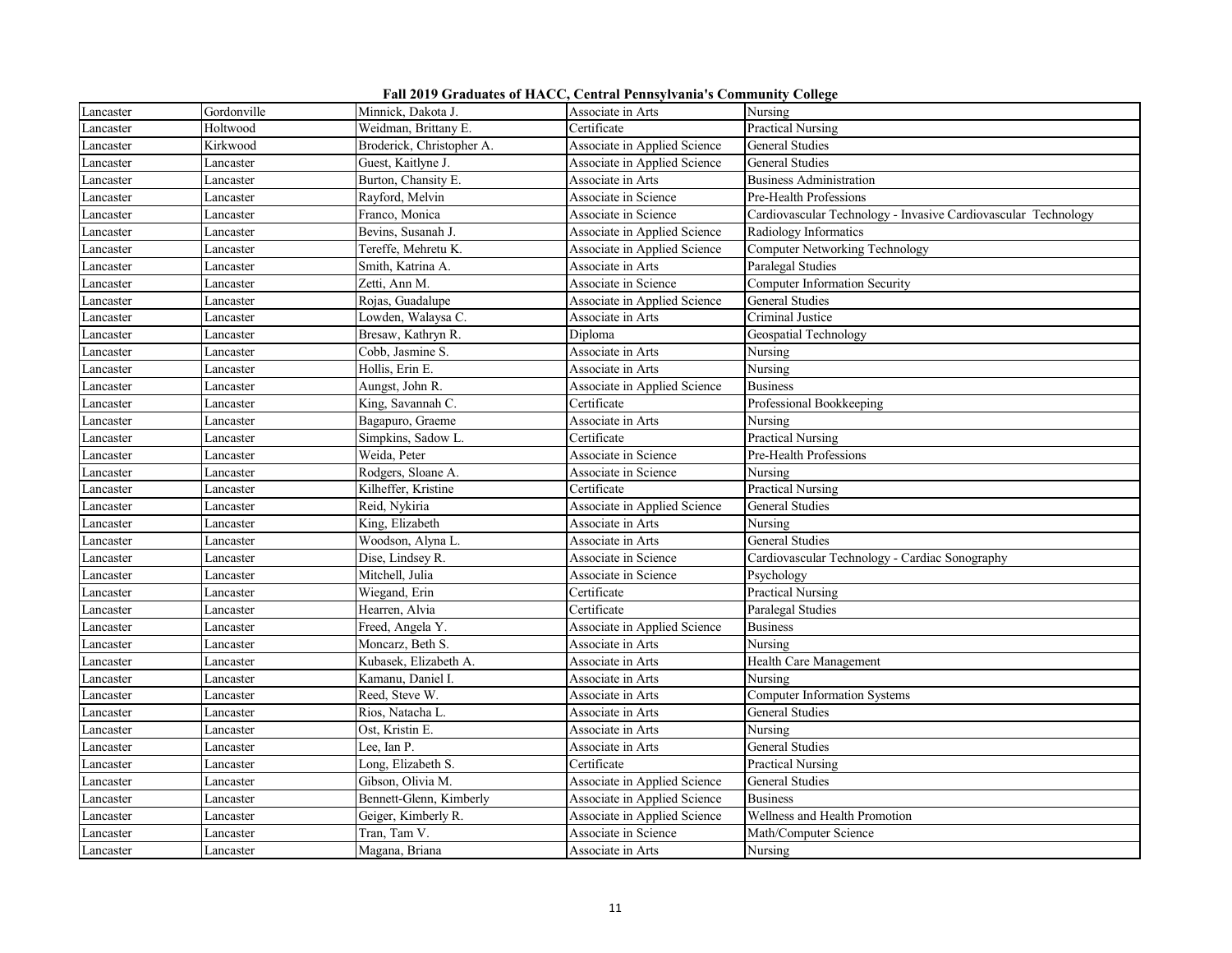**Fall 2019 Graduates of HACC, Central Pennsylvania's Community College**

| | | | | |
|---|---|---|---|---|
| Lancaster | Gordonville | Minnick, Dakota J. | Associate in Arts | Nursing |
| Lancaster | Holtwood | Weidman, Brittany E. | Certificate | Practical Nursing |
| Lancaster | Kirkwood | Broderick, Christopher A. | Associate in Applied Science | General Studies |
| Lancaster | Lancaster | Guest, Kaitlyne J. | Associate in Applied Science | General Studies |
| Lancaster | Lancaster | Burton, Chansity E. | Associate in Arts | Business Administration |
| Lancaster | Lancaster | Rayford, Melvin | Associate in Science | Pre-Health Professions |
| Lancaster | Lancaster | Franco, Monica | Associate in Science | Cardiovascular Technology - Invasive Cardiovascular Technology |
| Lancaster | Lancaster | Bevins, Susanah J. | Associate in Applied Science | Radiology Informatics |
| Lancaster | Lancaster | Tereffe, Mehretu K. | Associate in Applied Science | Computer Networking Technology |
| Lancaster | Lancaster | Smith, Katrina A. | Associate in Arts | Paralegal Studies |
| Lancaster | Lancaster | Zetti, Ann M. | Associate in Science | Computer Information Security |
| Lancaster | Lancaster | Rojas, Guadalupe | Associate in Applied Science | General Studies |
| Lancaster | Lancaster | Lowden, Walaysa C. | Associate in Arts | Criminal Justice |
| Lancaster | Lancaster | Bresaw, Kathryn R. | Diploma | Geospatial Technology |
| Lancaster | Lancaster | Cobb, Jasmine S. | Associate in Arts | Nursing |
| Lancaster | Lancaster | Hollis, Erin E. | Associate in Arts | Nursing |
| Lancaster | Lancaster | Aungst, John R. | Associate in Applied Science | Business |
| Lancaster | Lancaster | King, Savannah C. | Certificate | Professional Bookkeeping |
| Lancaster | Lancaster | Bagapuro, Graeme | Associate in Arts | Nursing |
| Lancaster | Lancaster | Simpkins, Sadow L. | Certificate | Practical Nursing |
| Lancaster | Lancaster | Weida, Peter | Associate in Science | Pre-Health Professions |
| Lancaster | Lancaster | Rodgers, Sloane A. | Associate in Science | Nursing |
| Lancaster | Lancaster | Kilheffer, Kristine | Certificate | Practical Nursing |
| Lancaster | Lancaster | Reid, Nykiria | Associate in Applied Science | General Studies |
| Lancaster | Lancaster | King, Elizabeth | Associate in Arts | Nursing |
| Lancaster | Lancaster | Woodson, Alyna L. | Associate in Arts | General Studies |
| Lancaster | Lancaster | Dise, Lindsey R. | Associate in Science | Cardiovascular Technology - Cardiac Sonography |
| Lancaster | Lancaster | Mitchell, Julia | Associate in Science | Psychology |
| Lancaster | Lancaster | Wiegand, Erin | Certificate | Practical Nursing |
| Lancaster | Lancaster | Hearren, Alvia | Certificate | Paralegal Studies |
| Lancaster | Lancaster | Freed, Angela Y. | Associate in Applied Science | Business |
| Lancaster | Lancaster | Moncarz, Beth S. | Associate in Arts | Nursing |
| Lancaster | Lancaster | Kubasek, Elizabeth A. | Associate in Arts | Health Care Management |
| Lancaster | Lancaster | Kamanu, Daniel I. | Associate in Arts | Nursing |
| Lancaster | Lancaster | Reed, Steve W. | Associate in Arts | Computer Information Systems |
| Lancaster | Lancaster | Rios, Natacha L. | Associate in Arts | General Studies |
| Lancaster | Lancaster | Ost, Kristin E. | Associate in Arts | Nursing |
| Lancaster | Lancaster | Lee, Ian P. | Associate in Arts | General Studies |
| Lancaster | Lancaster | Long, Elizabeth S. | Certificate | Practical Nursing |
| Lancaster | Lancaster | Gibson, Olivia M. | Associate in Applied Science | General Studies |
| Lancaster | Lancaster | Bennett-Glenn, Kimberly | Associate in Applied Science | Business |
| Lancaster | Lancaster | Geiger, Kimberly R. | Associate in Applied Science | Wellness and Health Promotion |
| Lancaster | Lancaster | Tran, Tam V. | Associate in Science | Math/Computer Science |
| Lancaster | Lancaster | Magana, Briana | Associate in Arts | Nursing |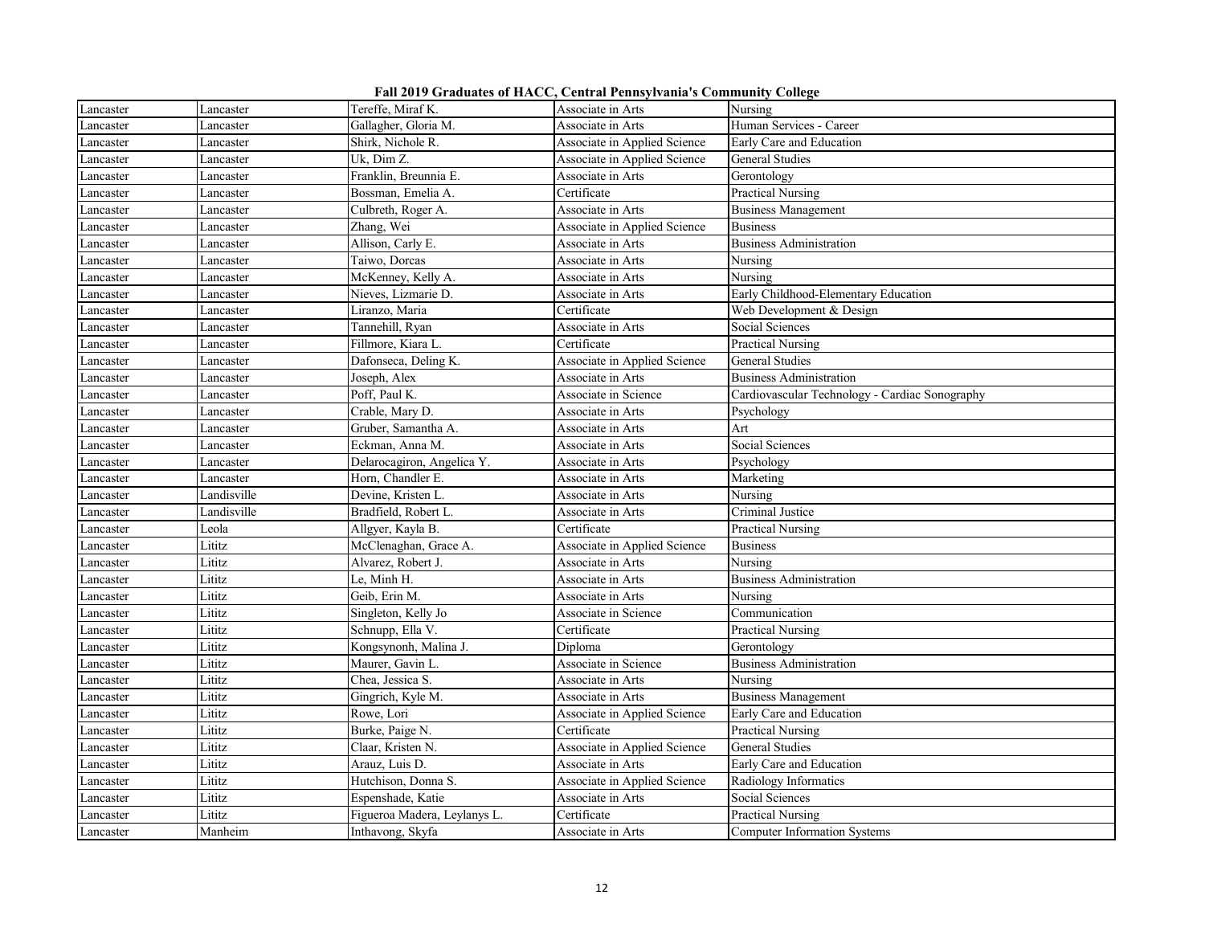**Fall 2019 Graduates of HACC, Central Pennsylvania's Community College**

| | | | | |
|---|---|---|---|---|
| Lancaster | Lancaster | Tereffe, Miraf K. | Associate in Arts | Nursing |
| Lancaster | Lancaster | Gallagher, Gloria M. | Associate in Arts | Human Services - Career |
| Lancaster | Lancaster | Shirk, Nichole R. | Associate in Applied Science | Early Care and Education |
| Lancaster | Lancaster | Uk, Dim Z. | Associate in Applied Science | General Studies |
| Lancaster | Lancaster | Franklin, Breunnia E. | Associate in Arts | Gerontology |
| Lancaster | Lancaster | Bossman, Emelia A. | Certificate | Practical Nursing |
| Lancaster | Lancaster | Culbreth, Roger A. | Associate in Arts | Business Management |
| Lancaster | Lancaster | Zhang, Wei | Associate in Applied Science | Business |
| Lancaster | Lancaster | Allison, Carly E. | Associate in Arts | Business Administration |
| Lancaster | Lancaster | Taiwo, Dorcas | Associate in Arts | Nursing |
| Lancaster | Lancaster | McKenney, Kelly A. | Associate in Arts | Nursing |
| Lancaster | Lancaster | Nieves, Lizmarie D. | Associate in Arts | Early Childhood-Elementary Education |
| Lancaster | Lancaster | Liranzo, Maria | Certificate | Web Development & Design |
| Lancaster | Lancaster | Tannehill, Ryan | Associate in Arts | Social Sciences |
| Lancaster | Lancaster | Fillmore, Kiara L. | Certificate | Practical Nursing |
| Lancaster | Lancaster | Dafonseca, Deling K. | Associate in Applied Science | General Studies |
| Lancaster | Lancaster | Joseph, Alex | Associate in Arts | Business Administration |
| Lancaster | Lancaster | Poff, Paul K. | Associate in Science | Cardiovascular Technology - Cardiac Sonography |
| Lancaster | Lancaster | Crable, Mary D. | Associate in Arts | Psychology |
| Lancaster | Lancaster | Gruber, Samantha A. | Associate in Arts | Art |
| Lancaster | Lancaster | Eckman, Anna M. | Associate in Arts | Social Sciences |
| Lancaster | Lancaster | Delarocagiron, Angelica Y. | Associate in Arts | Psychology |
| Lancaster | Lancaster | Horn, Chandler E. | Associate in Arts | Marketing |
| Lancaster | Landisville | Devine, Kristen L. | Associate in Arts | Nursing |
| Lancaster | Landisville | Bradfield, Robert L. | Associate in Arts | Criminal Justice |
| Lancaster | Leola | Allgyer, Kayla B. | Certificate | Practical Nursing |
| Lancaster | Lititz | McClenaghan, Grace A. | Associate in Applied Science | Business |
| Lancaster | Lititz | Alvarez, Robert J. | Associate in Arts | Nursing |
| Lancaster | Lititz | Le, Minh H. | Associate in Arts | Business Administration |
| Lancaster | Lititz | Geib, Erin M. | Associate in Arts | Nursing |
| Lancaster | Lititz | Singleton, Kelly Jo | Associate in Science | Communication |
| Lancaster | Lititz | Schnupp, Ella V. | Certificate | Practical Nursing |
| Lancaster | Lititz | Kongsynonh, Malina J. | Diploma | Gerontology |
| Lancaster | Lititz | Maurer, Gavin L. | Associate in Science | Business Administration |
| Lancaster | Lititz | Chea, Jessica S. | Associate in Arts | Nursing |
| Lancaster | Lititz | Gingrich, Kyle M. | Associate in Arts | Business Management |
| Lancaster | Lititz | Rowe, Lori | Associate in Applied Science | Early Care and Education |
| Lancaster | Lititz | Burke, Paige N. | Certificate | Practical Nursing |
| Lancaster | Lititz | Claar, Kristen N. | Associate in Applied Science | General Studies |
| Lancaster | Lititz | Arauz, Luis D. | Associate in Arts | Early Care and Education |
| Lancaster | Lititz | Hutchison, Donna S. | Associate in Applied Science | Radiology Informatics |
| Lancaster | Lititz | Espenshade, Katie | Associate in Arts | Social Sciences |
| Lancaster | Lititz | Figueroa Madera, Leylanys L. | Certificate | Practical Nursing |
| Lancaster | Manheim | Inthavong, Skyfa | Associate in Arts | Computer Information Systems |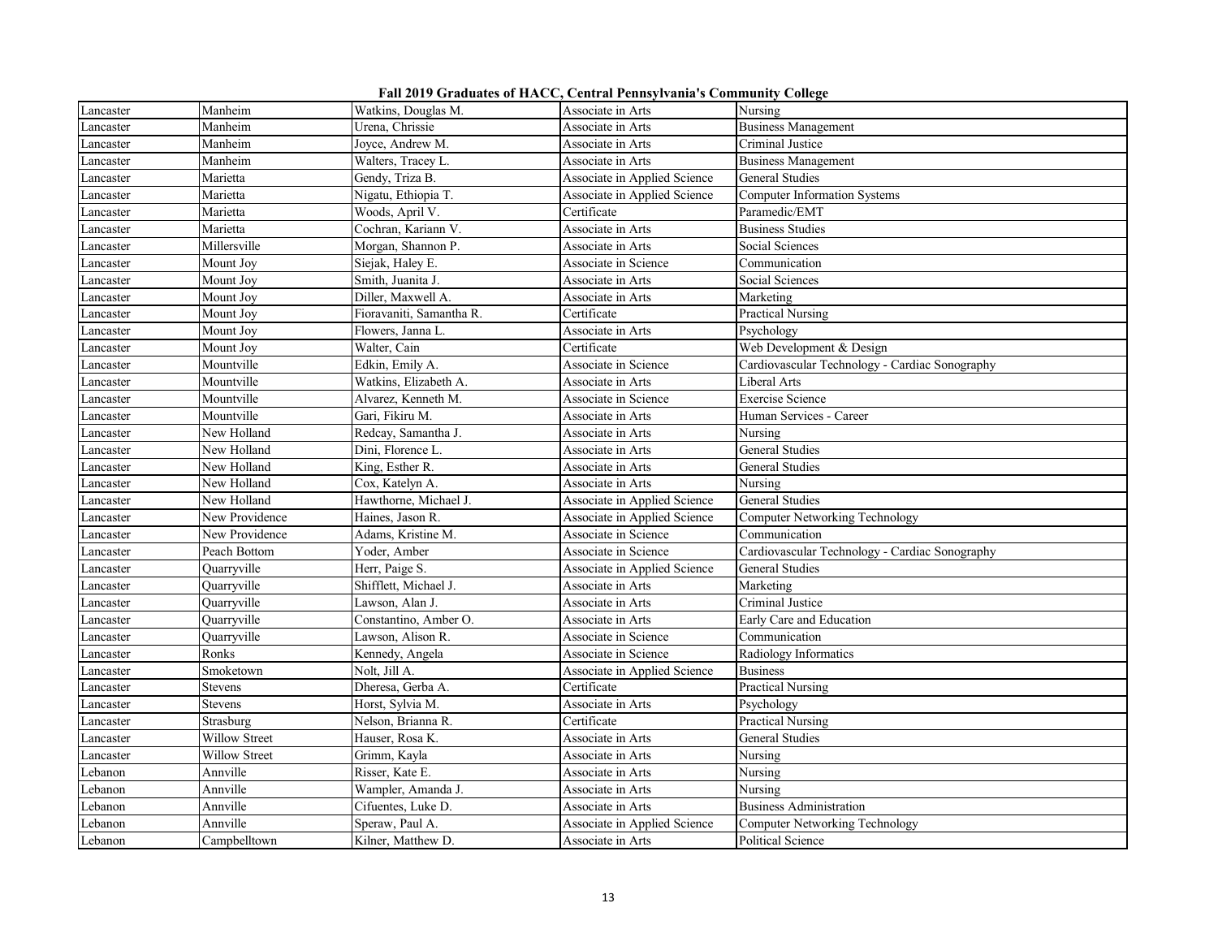**Fall 2019 Graduates of HACC, Central Pennsylvania's Community College**

| | | | | |
|---|---|---|---|---|
| Lancaster | Manheim | Watkins, Douglas M. | Associate in Arts | Nursing |
| Lancaster | Manheim | Urena, Chrissie | Associate in Arts | Business Management |
| Lancaster | Manheim | Joyce, Andrew M. | Associate in Arts | Criminal Justice |
| Lancaster | Manheim | Walters, Tracey L. | Associate in Arts | Business Management |
| Lancaster | Marietta | Gendy, Triza B. | Associate in Applied Science | General Studies |
| Lancaster | Marietta | Nigatu, Ethiopia T. | Associate in Applied Science | Computer Information Systems |
| Lancaster | Marietta | Woods, April V. | Certificate | Paramedic/EMT |
| Lancaster | Marietta | Cochran, Kariann V. | Associate in Arts | Business Studies |
| Lancaster | Millersville | Morgan, Shannon P. | Associate in Arts | Social Sciences |
| Lancaster | Mount Joy | Siejak, Haley E. | Associate in Science | Communication |
| Lancaster | Mount Joy | Smith, Juanita J. | Associate in Arts | Social Sciences |
| Lancaster | Mount Joy | Diller, Maxwell A. | Associate in Arts | Marketing |
| Lancaster | Mount Joy | Fioravaniti, Samantha R. | Certificate | Practical Nursing |
| Lancaster | Mount Joy | Flowers, Janna L. | Associate in Arts | Psychology |
| Lancaster | Mount Joy | Walter, Cain | Certificate | Web Development & Design |
| Lancaster | Mountville | Edkin, Emily A. | Associate in Science | Cardiovascular Technology - Cardiac Sonography |
| Lancaster | Mountville | Watkins, Elizabeth A. | Associate in Arts | Liberal Arts |
| Lancaster | Mountville | Alvarez, Kenneth M. | Associate in Science | Exercise Science |
| Lancaster | Mountville | Gari, Fikiru M. | Associate in Arts | Human Services - Career |
| Lancaster | New Holland | Redcay, Samantha J. | Associate in Arts | Nursing |
| Lancaster | New Holland | Dini, Florence L. | Associate in Arts | General Studies |
| Lancaster | New Holland | King, Esther R. | Associate in Arts | General Studies |
| Lancaster | New Holland | Cox, Katelyn A. | Associate in Arts | Nursing |
| Lancaster | New Holland | Hawthorne, Michael J. | Associate in Applied Science | General Studies |
| Lancaster | New Providence | Haines, Jason R. | Associate in Applied Science | Computer Networking Technology |
| Lancaster | New Providence | Adams, Kristine M. | Associate in Science | Communication |
| Lancaster | Peach Bottom | Yoder, Amber | Associate in Science | Cardiovascular Technology - Cardiac Sonography |
| Lancaster | Quarryville | Herr, Paige S. | Associate in Applied Science | General Studies |
| Lancaster | Quarryville | Shifflett, Michael J. | Associate in Arts | Marketing |
| Lancaster | Quarryville | Lawson, Alan J. | Associate in Arts | Criminal Justice |
| Lancaster | Quarryville | Constantino, Amber O. | Associate in Arts | Early Care and Education |
| Lancaster | Quarryville | Lawson, Alison R. | Associate in Science | Communication |
| Lancaster | Ronks | Kennedy, Angela | Associate in Science | Radiology Informatics |
| Lancaster | Smoketown | Nolt, Jill A. | Associate in Applied Science | Business |
| Lancaster | Stevens | Dheresa, Gerba A. | Certificate | Practical Nursing |
| Lancaster | Stevens | Horst, Sylvia M. | Associate in Arts | Psychology |
| Lancaster | Strasburg | Nelson, Brianna R. | Certificate | Practical Nursing |
| Lancaster | Willow Street | Hauser, Rosa K. | Associate in Arts | General Studies |
| Lancaster | Willow Street | Grimm, Kayla | Associate in Arts | Nursing |
| Lebanon | Annville | Risser, Kate E. | Associate in Arts | Nursing |
| Lebanon | Annville | Wampler, Amanda J. | Associate in Arts | Nursing |
| Lebanon | Annville | Cifuentes, Luke D. | Associate in Arts | Business Administration |
| Lebanon | Annville | Speraw, Paul A. | Associate in Applied Science | Computer Networking Technology |
| Lebanon | Campbelltown | Kilner, Matthew D. | Associate in Arts | Political Science |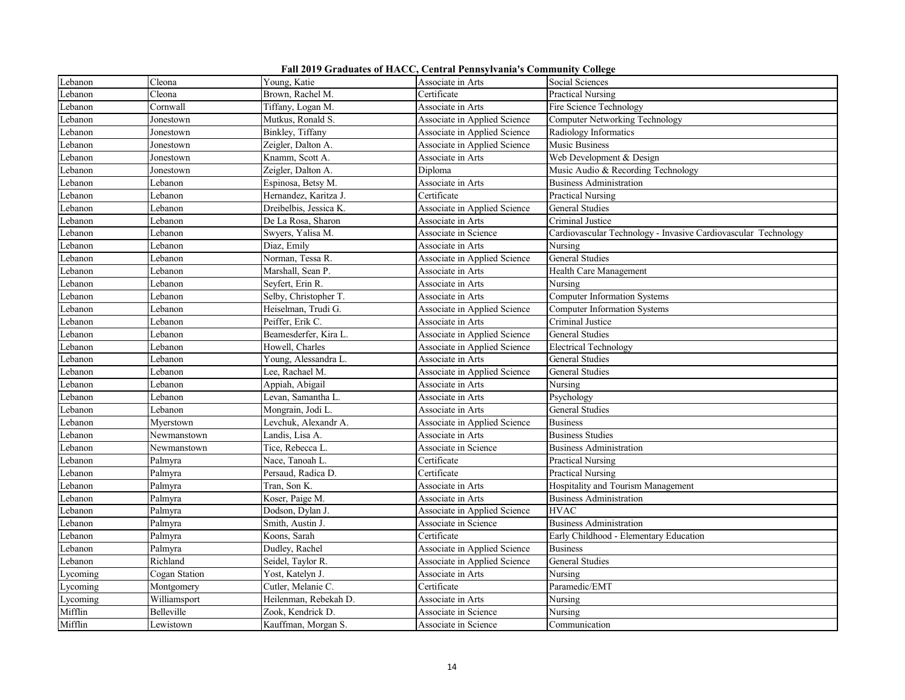**Fall 2019 Graduates of HACC, Central Pennsylvania's Community College**

| | | | | |
|---|---|---|---|---|
| Lebanon | Cleona | Young, Katie | Associate in Arts | Social Sciences |
| Lebanon | Cleona | Brown, Rachel M. | Certificate | Practical Nursing |
| Lebanon | Cornwall | Tiffany, Logan M. | Associate in Arts | Fire Science Technology |
| Lebanon | Jonestown | Mutkus, Ronald S. | Associate in Applied Science | Computer Networking Technology |
| Lebanon | Jonestown | Binkley, Tiffany | Associate in Applied Science | Radiology Informatics |
| Lebanon | Jonestown | Zeigler, Dalton A. | Associate in Applied Science | Music Business |
| Lebanon | Jonestown | Knamm, Scott A. | Associate in Arts | Web Development & Design |
| Lebanon | Jonestown | Zeigler, Dalton A. | Diploma | Music Audio & Recording Technology |
| Lebanon | Lebanon | Espinosa, Betsy M. | Associate in Arts | Business Administration |
| Lebanon | Lebanon | Hernandez, Karitza J. | Certificate | Practical Nursing |
| Lebanon | Lebanon | Dreibelbis, Jessica K. | Associate in Applied Science | General Studies |
| Lebanon | Lebanon | De La Rosa, Sharon | Associate in Arts | Criminal Justice |
| Lebanon | Lebanon | Swyers, Yalisa M. | Associate in Science | Cardiovascular Technology - Invasive Cardiovascular Technology |
| Lebanon | Lebanon | Diaz, Emily | Associate in Arts | Nursing |
| Lebanon | Lebanon | Norman, Tessa R. | Associate in Applied Science | General Studies |
| Lebanon | Lebanon | Marshall, Sean P. | Associate in Arts | Health Care Management |
| Lebanon | Lebanon | Seyfert, Erin R. | Associate in Arts | Nursing |
| Lebanon | Lebanon | Selby, Christopher T. | Associate in Arts | Computer Information Systems |
| Lebanon | Lebanon | Heiselman, Trudi G. | Associate in Applied Science | Computer Information Systems |
| Lebanon | Lebanon | Peiffer, Erik C. | Associate in Arts | Criminal Justice |
| Lebanon | Lebanon | Beamesderfer, Kira L. | Associate in Applied Science | General Studies |
| Lebanon | Lebanon | Howell, Charles | Associate in Applied Science | Electrical Technology |
| Lebanon | Lebanon | Young, Alessandra L. | Associate in Arts | General Studies |
| Lebanon | Lebanon | Lee, Rachael M. | Associate in Applied Science | General Studies |
| Lebanon | Lebanon | Appiah, Abigail | Associate in Arts | Nursing |
| Lebanon | Lebanon | Levan, Samantha L. | Associate in Arts | Psychology |
| Lebanon | Lebanon | Mongrain, Jodi L. | Associate in Arts | General Studies |
| Lebanon | Myerstown | Levchuk, Alexandr A. | Associate in Applied Science | Business |
| Lebanon | Newmanstown | Landis, Lisa A. | Associate in Arts | Business Studies |
| Lebanon | Newmanstown | Tice, Rebecca L. | Associate in Science | Business Administration |
| Lebanon | Palmyra | Nace, Tanoah L. | Certificate | Practical Nursing |
| Lebanon | Palmyra | Persaud, Radica D. | Certificate | Practical Nursing |
| Lebanon | Palmyra | Tran, Son K. | Associate in Arts | Hospitality and Tourism Management |
| Lebanon | Palmyra | Koser, Paige M. | Associate in Arts | Business Administration |
| Lebanon | Palmyra | Dodson, Dylan J. | Associate in Applied Science | HVAC |
| Lebanon | Palmyra | Smith, Austin J. | Associate in Science | Business Administration |
| Lebanon | Palmyra | Koons, Sarah | Certificate | Early Childhood - Elementary Education |
| Lebanon | Palmyra | Dudley, Rachel | Associate in Applied Science | Business |
| Lebanon | Richland | Seidel, Taylor R. | Associate in Applied Science | General Studies |
| Lycoming | Cogan Station | Yost, Katelyn J. | Associate in Arts | Nursing |
| Lycoming | Montgomery | Cutler, Melanie C. | Certificate | Paramedic/EMT |
| Lycoming | Williamsport | Heilenman, Rebekah D. | Associate in Arts | Nursing |
| Mifflin | Belleville | Zook, Kendrick D. | Associate in Science | Nursing |
| Mifflin | Lewistown | Kauffman, Morgan S. | Associate in Science | Communication |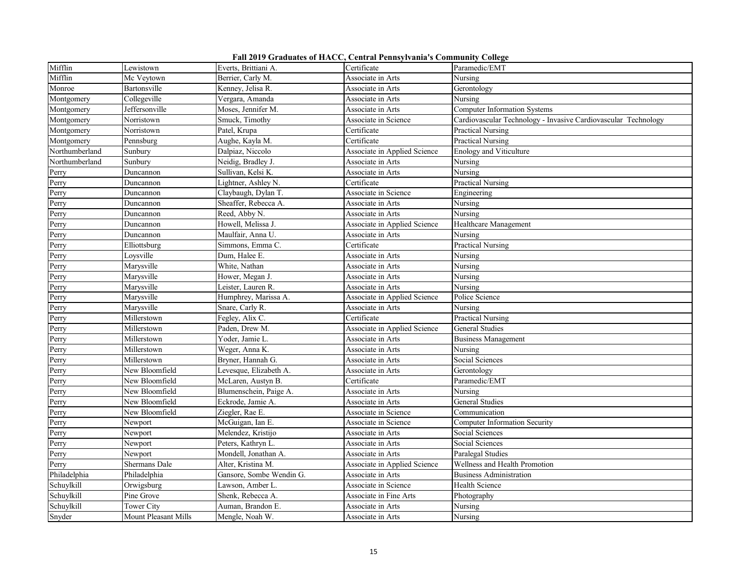**Fall 2019 Graduates of HACC, Central Pennsylvania's Community College**

| | | | | |
|---|---|---|---|---|
| Mifflin | Lewistown | Everts, Brittiani A. | Certificate | Paramedic/EMT |
| Mifflin | Mc Veytown | Berrier, Carly M. | Associate in Arts | Nursing |
| Monroe | Bartonsville | Kenney, Jelisa R. | Associate in Arts | Gerontology |
| Montgomery | Collegeville | Vergara, Amanda | Associate in Arts | Nursing |
| Montgomery | Jeffersonville | Moses, Jennifer M. | Associate in Arts | Computer Information Systems |
| Montgomery | Norristown | Smuck, Timothy | Associate in Science | Cardiovascular Technology - Invasive Cardiovascular Technology |
| Montgomery | Norristown | Patel, Krupa | Certificate | Practical Nursing |
| Montgomery | Pennsburg | Aughe, Kayla M. | Certificate | Practical Nursing |
| Northumberland | Sunbury | Dalpiaz, Niccolo | Associate in Applied Science | Enology and Viticulture |
| Northumberland | Sunbury | Neidig, Bradley J. | Associate in Arts | Nursing |
| Perry | Duncannon | Sullivan, Kelsi K. | Associate in Arts | Nursing |
| Perry | Duncannon | Lightner, Ashley N. | Certificate | Practical Nursing |
| Perry | Duncannon | Claybaugh, Dylan T. | Associate in Science | Engineering |
| Perry | Duncannon | Sheaffer, Rebecca A. | Associate in Arts | Nursing |
| Perry | Duncannon | Reed, Abby N. | Associate in Arts | Nursing |
| Perry | Duncannon | Howell, Melissa J. | Associate in Applied Science | Healthcare Management |
| Perry | Duncannon | Maulfair, Anna U. | Associate in Arts | Nursing |
| Perry | Elliottsburg | Simmons, Emma C. | Certificate | Practical Nursing |
| Perry | Loysville | Dum, Halee E. | Associate in Arts | Nursing |
| Perry | Marysville | White, Nathan | Associate in Arts | Nursing |
| Perry | Marysville | Hower, Megan J. | Associate in Arts | Nursing |
| Perry | Marysville | Leister, Lauren R. | Associate in Arts | Nursing |
| Perry | Marysville | Humphrey, Marissa A. | Associate in Applied Science | Police Science |
| Perry | Marysville | Snare, Carly R. | Associate in Arts | Nursing |
| Perry | Millerstown | Fegley, Alix C. | Certificate | Practical Nursing |
| Perry | Millerstown | Paden, Drew M. | Associate in Applied Science | General Studies |
| Perry | Millerstown | Yoder, Jamie L. | Associate in Arts | Business Management |
| Perry | Millerstown | Weger, Anna K. | Associate in Arts | Nursing |
| Perry | Millerstown | Bryner, Hannah G. | Associate in Arts | Social Sciences |
| Perry | New Bloomfield | Levesque, Elizabeth A. | Associate in Arts | Gerontology |
| Perry | New Bloomfield | McLaren, Austyn B. | Certificate | Paramedic/EMT |
| Perry | New Bloomfield | Blumenschein, Paige A. | Associate in Arts | Nursing |
| Perry | New Bloomfield | Eckrode, Jamie A. | Associate in Arts | General Studies |
| Perry | New Bloomfield | Ziegler, Rae E. | Associate in Science | Communication |
| Perry | Newport | McGuigan, Ian E. | Associate in Science | Computer Information Security |
| Perry | Newport | Melendez, Kristijo | Associate in Arts | Social Sciences |
| Perry | Newport | Peters, Kathryn L. | Associate in Arts | Social Sciences |
| Perry | Newport | Mondell, Jonathan A. | Associate in Arts | Paralegal Studies |
| Perry | Shermans Dale | Alter, Kristina M. | Associate in Applied Science | Wellness and Health Promotion |
| Philadelphia | Philadelphia | Gansore, Sombe Wendin G. | Associate in Arts | Business Administration |
| Schuylkill | Orwigsburg | Lawson, Amber L. | Associate in Science | Health Science |
| Schuylkill | Pine Grove | Shenk, Rebecca A. | Associate in Fine Arts | Photography |
| Schuylkill | Tower City | Auman, Brandon E. | Associate in Arts | Nursing |
| Snyder | Mount Pleasant Mills | Mengle, Noah W. | Associate in Arts | Nursing |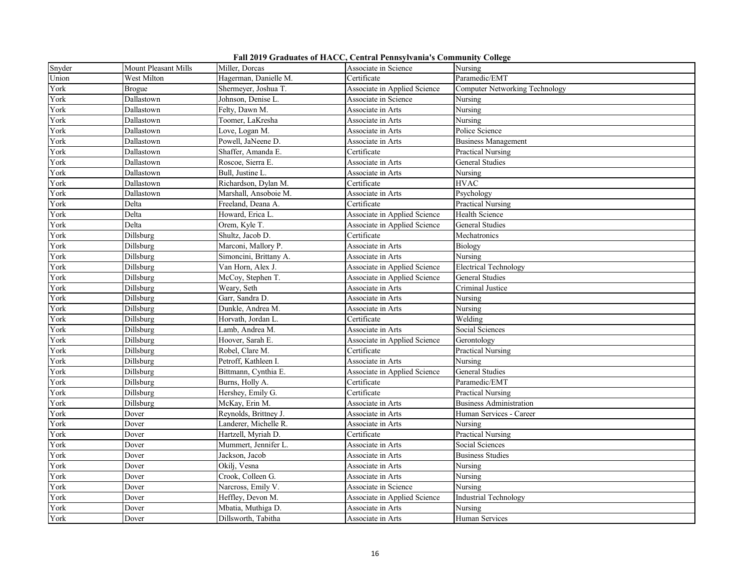**Fall 2019 Graduates of HACC, Central Pennsylvania's Community College**

| | | | | |
|---|---|---|---|---|
| Snyder | Mount Pleasant Mills | Miller, Dorcas | Associate in Science | Nursing |
| Union | West Milton | Hagerman, Danielle M. | Certificate | Paramedic/EMT |
| York | Brogue | Shermeyer, Joshua T. | Associate in Applied Science | Computer Networking Technology |
| York | Dallastown | Johnson, Denise L. | Associate in Science | Nursing |
| York | Dallastown | Felty, Dawn M. | Associate in Arts | Nursing |
| York | Dallastown | Toomer, LaKresha | Associate in Arts | Nursing |
| York | Dallastown | Love, Logan M. | Associate in Arts | Police Science |
| York | Dallastown | Powell, JaNeene D. | Associate in Arts | Business Management |
| York | Dallastown | Shaffer, Amanda E. | Certificate | Practical Nursing |
| York | Dallastown | Roscoe, Sierra E. | Associate in Arts | General Studies |
| York | Dallastown | Bull, Justine L. | Associate in Arts | Nursing |
| York | Dallastown | Richardson, Dylan M. | Certificate | HVAC |
| York | Dallastown | Marshall, Ansoboie M. | Associate in Arts | Psychology |
| York | Delta | Freeland, Deana A. | Certificate | Practical Nursing |
| York | Delta | Howard, Erica L. | Associate in Applied Science | Health Science |
| York | Delta | Orem, Kyle T. | Associate in Applied Science | General Studies |
| York | Dillsburg | Shultz, Jacob D. | Certificate | Mechatronics |
| York | Dillsburg | Marconi, Mallory P. | Associate in Arts | Biology |
| York | Dillsburg | Simoncini, Brittany A. | Associate in Arts | Nursing |
| York | Dillsburg | Van Horn, Alex J. | Associate in Applied Science | Electrical Technology |
| York | Dillsburg | McCoy, Stephen T. | Associate in Applied Science | General Studies |
| York | Dillsburg | Weary, Seth | Associate in Arts | Criminal Justice |
| York | Dillsburg | Garr, Sandra D. | Associate in Arts | Nursing |
| York | Dillsburg | Dunkle, Andrea M. | Associate in Arts | Nursing |
| York | Dillsburg | Horvath, Jordan L. | Certificate | Welding |
| York | Dillsburg | Lamb, Andrea M. | Associate in Arts | Social Sciences |
| York | Dillsburg | Hoover, Sarah E. | Associate in Applied Science | Gerontology |
| York | Dillsburg | Robel, Clare M. | Certificate | Practical Nursing |
| York | Dillsburg | Petroff, Kathleen I. | Associate in Arts | Nursing |
| York | Dillsburg | Bittmann, Cynthia E. | Associate in Applied Science | General Studies |
| York | Dillsburg | Burns, Holly A. | Certificate | Paramedic/EMT |
| York | Dillsburg | Hershey, Emily G. | Certificate | Practical Nursing |
| York | Dillsburg | McKay, Erin M. | Associate in Arts | Business Administration |
| York | Dover | Reynolds, Brittney J. | Associate in Arts | Human Services - Career |
| York | Dover | Landerer, Michelle R. | Associate in Arts | Nursing |
| York | Dover | Hartzell, Myriah D. | Certificate | Practical Nursing |
| York | Dover | Mummert, Jennifer L. | Associate in Arts | Social Sciences |
| York | Dover | Jackson, Jacob | Associate in Arts | Business Studies |
| York | Dover | Okilj, Vesna | Associate in Arts | Nursing |
| York | Dover | Crook, Colleen G. | Associate in Arts | Nursing |
| York | Dover | Narcross, Emily V. | Associate in Science | Nursing |
| York | Dover | Heffley, Devon M. | Associate in Applied Science | Industrial Technology |
| York | Dover | Mbatia, Muthiga D. | Associate in Arts | Nursing |
| York | Dover | Dillsworth, Tabitha | Associate in Arts | Human Services |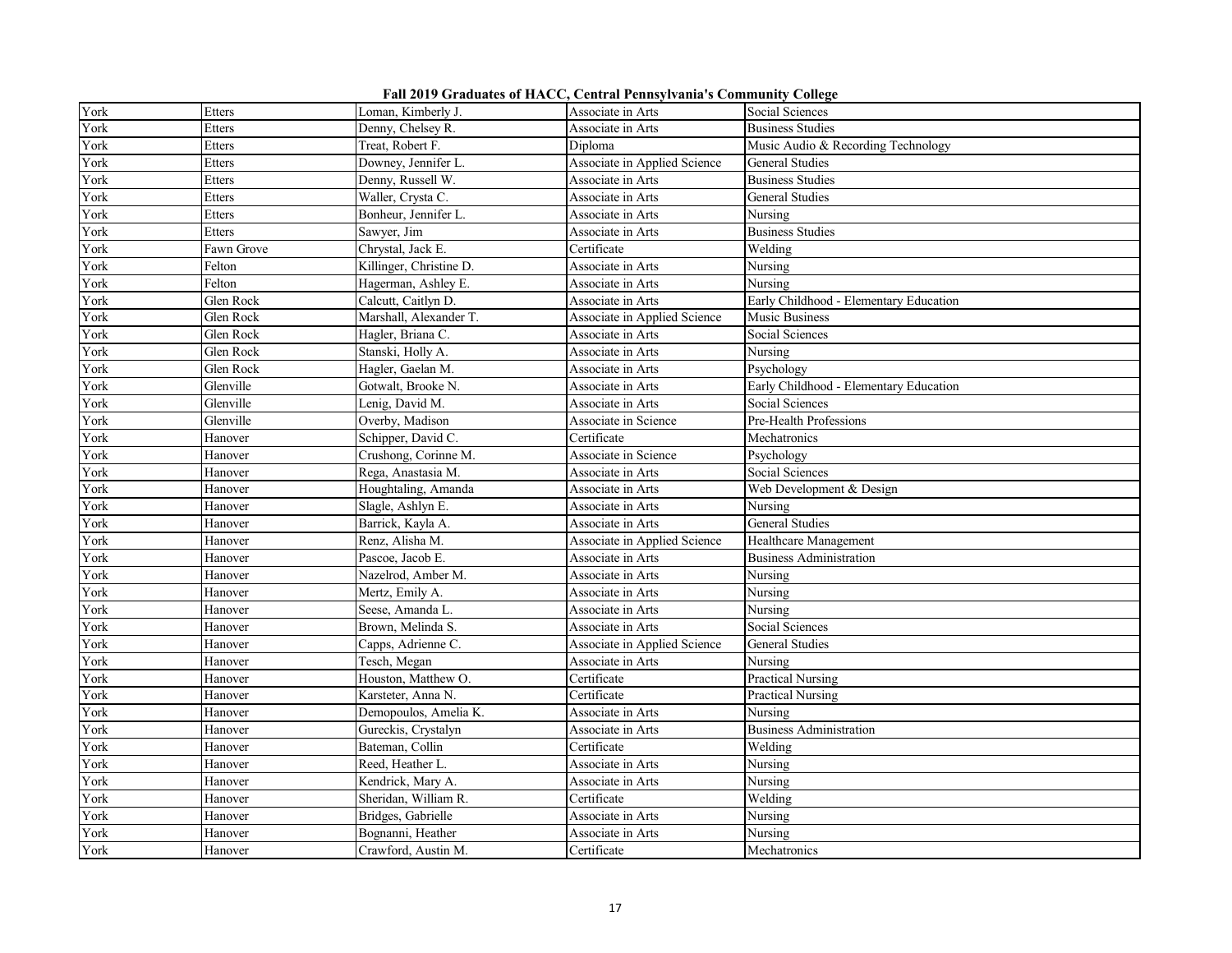## Fall 2019 Graduates of HACC, Central Pennsylvania's Community College

| | | | | |
|---|---|---|---|---|
| York | Etters | Loman, Kimberly J. | Associate in Arts | Social Sciences |
| York | Etters | Denny, Chelsey R. | Associate in Arts | Business Studies |
| York | Etters | Treat, Robert F. | Diploma | Music Audio & Recording Technology |
| York | Etters | Downey, Jennifer L. | Associate in Applied Science | General Studies |
| York | Etters | Denny, Russell W. | Associate in Arts | Business Studies |
| York | Etters | Waller, Crysta C. | Associate in Arts | General Studies |
| York | Etters | Bonheur, Jennifer L. | Associate in Arts | Nursing |
| York | Etters | Sawyer, Jim | Associate in Arts | Business Studies |
| York | Fawn Grove | Chrystal, Jack E. | Certificate | Welding |
| York | Felton | Killinger, Christine D. | Associate in Arts | Nursing |
| York | Felton | Hagerman, Ashley E. | Associate in Arts | Nursing |
| York | Glen Rock | Calcutt, Caitlyn D. | Associate in Arts | Early Childhood - Elementary Education |
| York | Glen Rock | Marshall, Alexander T. | Associate in Applied Science | Music Business |
| York | Glen Rock | Hagler, Briana C. | Associate in Arts | Social Sciences |
| York | Glen Rock | Stanski, Holly A. | Associate in Arts | Nursing |
| York | Glen Rock | Hagler, Gaelan M. | Associate in Arts | Psychology |
| York | Glenville | Gotwalt, Brooke N. | Associate in Arts | Early Childhood - Elementary Education |
| York | Glenville | Lenig, David M. | Associate in Arts | Social Sciences |
| York | Glenville | Overby, Madison | Associate in Science | Pre-Health Professions |
| York | Hanover | Schipper, David C. | Certificate | Mechatronics |
| York | Hanover | Crushong, Corinne M. | Associate in Science | Psychology |
| York | Hanover | Rega, Anastasia M. | Associate in Arts | Social Sciences |
| York | Hanover | Houghtaling, Amanda | Associate in Arts | Web Development & Design |
| York | Hanover | Slagle, Ashlyn E. | Associate in Arts | Nursing |
| York | Hanover | Barrick, Kayla A. | Associate in Arts | General Studies |
| York | Hanover | Renz, Alisha M. | Associate in Applied Science | Healthcare Management |
| York | Hanover | Pascoe, Jacob E. | Associate in Arts | Business Administration |
| York | Hanover | Nazelrod, Amber M. | Associate in Arts | Nursing |
| York | Hanover | Mertz, Emily A. | Associate in Arts | Nursing |
| York | Hanover | Seese, Amanda L. | Associate in Arts | Nursing |
| York | Hanover | Brown, Melinda S. | Associate in Arts | Social Sciences |
| York | Hanover | Capps, Adrienne C. | Associate in Applied Science | General Studies |
| York | Hanover | Tesch, Megan | Associate in Arts | Nursing |
| York | Hanover | Houston, Matthew O. | Certificate | Practical Nursing |
| York | Hanover | Karsteter, Anna N. | Certificate | Practical Nursing |
| York | Hanover | Demopoulos, Amelia K. | Associate in Arts | Nursing |
| York | Hanover | Gureckis, Crystalyn | Associate in Arts | Business Administration |
| York | Hanover | Bateman, Collin | Certificate | Welding |
| York | Hanover | Reed, Heather L. | Associate in Arts | Nursing |
| York | Hanover | Kendrick, Mary A. | Associate in Arts | Nursing |
| York | Hanover | Sheridan, William R. | Certificate | Welding |
| York | Hanover | Bridges, Gabrielle | Associate in Arts | Nursing |
| York | Hanover | Bognanni, Heather | Associate in Arts | Nursing |
| York | Hanover | Crawford, Austin M. | Certificate | Mechatronics |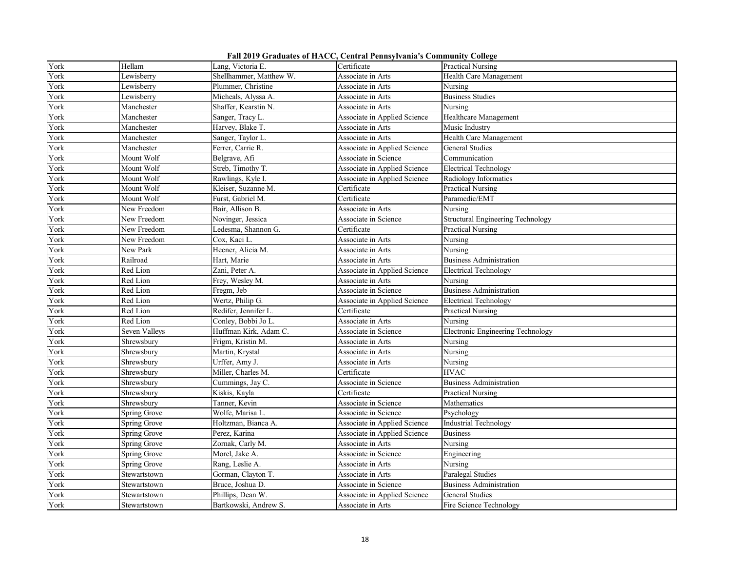**Fall 2019 Graduates of HACC, Central Pennsylvania's Community College**

| | | | | |
|---|---|---|---|---|
| York | Hellam | Lang, Victoria E. | Certificate | Practical Nursing |
| York | Lewisberry | Shellhammer, Matthew W. | Associate in Arts | Health Care Management |
| York | Lewisberry | Plummer, Christine | Associate in Arts | Nursing |
| York | Lewisberry | Micheals, Alyssa A. | Associate in Arts | Business Studies |
| York | Manchester | Shaffer, Kearstin N. | Associate in Arts | Nursing |
| York | Manchester | Sanger, Tracy L. | Associate in Applied Science | Healthcare Management |
| York | Manchester | Harvey, Blake T. | Associate in Arts | Music Industry |
| York | Manchester | Sanger, Taylor L. | Associate in Arts | Health Care Management |
| York | Manchester | Ferrer, Carrie R. | Associate in Applied Science | General Studies |
| York | Mount Wolf | Belgrave, Afi | Associate in Science | Communication |
| York | Mount Wolf | Streb, Timothy T. | Associate in Applied Science | Electrical Technology |
| York | Mount Wolf | Rawlings, Kyle I. | Associate in Applied Science | Radiology Informatics |
| York | Mount Wolf | Kleiser, Suzanne M. | Certificate | Practical Nursing |
| York | Mount Wolf | Furst, Gabriel M. | Certificate | Paramedic/EMT |
| York | New Freedom | Bair, Allison B. | Associate in Arts | Nursing |
| York | New Freedom | Novinger, Jessica | Associate in Science | Structural Engineering Technology |
| York | New Freedom | Ledesma, Shannon G. | Certificate | Practical Nursing |
| York | New Freedom | Cox, Kaci L. | Associate in Arts | Nursing |
| York | New Park | Hecner, Alicia M. | Associate in Arts | Nursing |
| York | Railroad | Hart, Marie | Associate in Arts | Business Administration |
| York | Red Lion | Zani, Peter A. | Associate in Applied Science | Electrical Technology |
| York | Red Lion | Frey, Wesley M. | Associate in Arts | Nursing |
| York | Red Lion | Fregm, Jeb | Associate in Science | Business Administration |
| York | Red Lion | Wertz, Philip G. | Associate in Applied Science | Electrical Technology |
| York | Red Lion | Redifer, Jennifer L. | Certificate | Practical Nursing |
| York | Red Lion | Conley, Bobbi Jo L. | Associate in Arts | Nursing |
| York | Seven Valleys | Huffman Kirk, Adam C. | Associate in Science | Electronic Engineering Technology |
| York | Shrewsbury | Frigm, Kristin M. | Associate in Arts | Nursing |
| York | Shrewsbury | Martin, Krystal | Associate in Arts | Nursing |
| York | Shrewsbury | Urffer, Amy J. | Associate in Arts | Nursing |
| York | Shrewsbury | Miller, Charles M. | Certificate | HVAC |
| York | Shrewsbury | Cummings, Jay C. | Associate in Science | Business Administration |
| York | Shrewsbury | Kiskis, Kayla | Certificate | Practical Nursing |
| York | Shrewsbury | Tanner, Kevin | Associate in Science | Mathematics |
| York | Spring Grove | Wolfe, Marisa L. | Associate in Science | Psychology |
| York | Spring Grove | Holtzman, Bianca A. | Associate in Applied Science | Industrial Technology |
| York | Spring Grove | Perez, Karina | Associate in Applied Science | Business |
| York | Spring Grove | Zornak, Carly M. | Associate in Arts | Nursing |
| York | Spring Grove | Morel, Jake A. | Associate in Science | Engineering |
| York | Spring Grove | Rang, Leslie A. | Associate in Arts | Nursing |
| York | Stewartstown | Gorman, Clayton T. | Associate in Arts | Paralegal Studies |
| York | Stewartstown | Bruce, Joshua D. | Associate in Science | Business Administration |
| York | Stewartstown | Phillips, Dean W. | Associate in Applied Science | General Studies |
| York | Stewartstown | Bartkowski, Andrew S. | Associate in Arts | Fire Science Technology |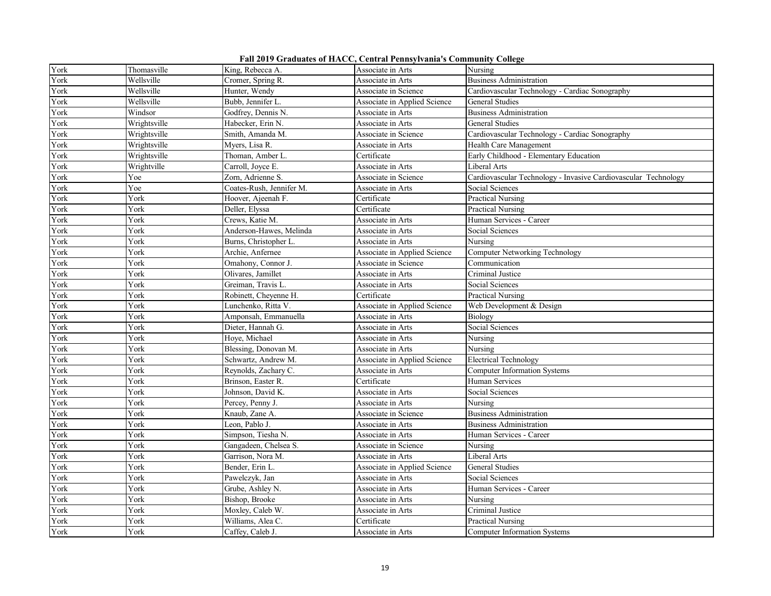## Fall 2019 Graduates of HACC, Central Pennsylvania's Community College

| | | | | |
|---|---|---|---|---|
| York | Thomasville | King, Rebecca A. | Associate in Arts | Nursing |
| York | Wellsville | Cromer, Spring R. | Associate in Arts | Business Administration |
| York | Wellsville | Hunter, Wendy | Associate in Science | Cardiovascular Technology - Cardiac Sonography |
| York | Wellsville | Bubb, Jennifer L. | Associate in Applied Science | General Studies |
| York | Windsor | Godfrey, Dennis N. | Associate in Arts | Business Administration |
| York | Wrightsville | Habecker, Erin N. | Associate in Arts | General Studies |
| York | Wrightsville | Smith, Amanda M. | Associate in Science | Cardiovascular Technology - Cardiac Sonography |
| York | Wrightsville | Myers, Lisa R. | Associate in Arts | Health Care Management |
| York | Wrightsville | Thoman, Amber L. | Certificate | Early Childhood - Elementary Education |
| York | Wrightville | Carroll, Joyce E. | Associate in Arts | Liberal Arts |
| York | Yoe | Zorn, Adrienne S. | Associate in Science | Cardiovascular Technology - Invasive Cardiovascular Technology |
| York | Yoe | Coates-Rush, Jennifer M. | Associate in Arts | Social Sciences |
| York | York | Hoover, Ajeenah F. | Certificate | Practical Nursing |
| York | York | Deller, Elyssa | Certificate | Practical Nursing |
| York | York | Crews, Katie M. | Associate in Arts | Human Services - Career |
| York | York | Anderson-Hawes, Melinda | Associate in Arts | Social Sciences |
| York | York | Burns, Christopher L. | Associate in Arts | Nursing |
| York | York | Archie, Anfernee | Associate in Applied Science | Computer Networking Technology |
| York | York | Omahony, Connor J. | Associate in Science | Communication |
| York | York | Olivares, Jamillet | Associate in Arts | Criminal Justice |
| York | York | Greiman, Travis L. | Associate in Arts | Social Sciences |
| York | York | Robinett, Cheyenne H. | Certificate | Practical Nursing |
| York | York | Lunchenko, Ritta V. | Associate in Applied Science | Web Development & Design |
| York | York | Amponsah, Emmanuella | Associate in Arts | Biology |
| York | York | Dieter, Hannah G. | Associate in Arts | Social Sciences |
| York | York | Hoye, Michael | Associate in Arts | Nursing |
| York | York | Blessing, Donovan M. | Associate in Arts | Nursing |
| York | York | Schwartz, Andrew M. | Associate in Applied Science | Electrical Technology |
| York | York | Reynolds, Zachary C. | Associate in Arts | Computer Information Systems |
| York | York | Brinson, Easter R. | Certificate | Human Services |
| York | York | Johnson, David K. | Associate in Arts | Social Sciences |
| York | York | Percey, Penny J. | Associate in Arts | Nursing |
| York | York | Knaub, Zane A. | Associate in Science | Business Administration |
| York | York | Leon, Pablo J. | Associate in Arts | Business Administration |
| York | York | Simpson, Tiesha N. | Associate in Arts | Human Services - Career |
| York | York | Gangadeen, Chelsea S. | Associate in Science | Nursing |
| York | York | Garrison, Nora M. | Associate in Arts | Liberal Arts |
| York | York | Bender, Erin L. | Associate in Applied Science | General Studies |
| York | York | Pawelczyk, Jan | Associate in Arts | Social Sciences |
| York | York | Grube, Ashley N. | Associate in Arts | Human Services - Career |
| York | York | Bishop, Brooke | Associate in Arts | Nursing |
| York | York | Moxley, Caleb W. | Associate in Arts | Criminal Justice |
| York | York | Williams, Alea C. | Certificate | Practical Nursing |
| York | York | Caffey, Caleb J. | Associate in Arts | Computer Information Systems |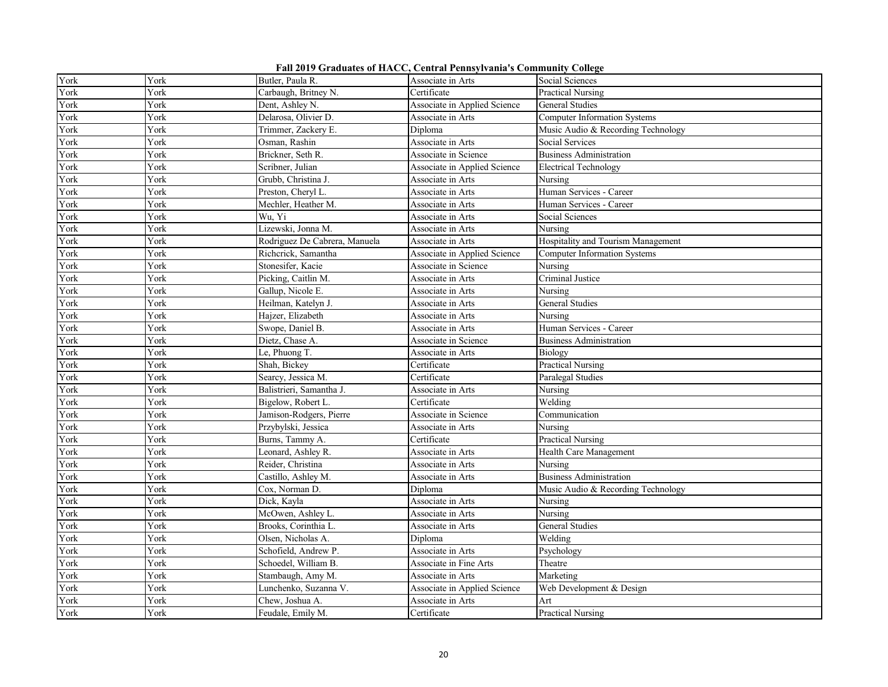# Fall 2019 Graduates of HACC, Central Pennsylvania's Community College

| | | | | |
|---|---|---|---|---|
| York | York | Butler, Paula R. | Associate in Arts | Social Sciences |
| York | York | Carbaugh, Britney N. | Certificate | Practical Nursing |
| York | York | Dent, Ashley N. | Associate in Applied Science | General Studies |
| York | York | Delarosa, Olivier D. | Associate in Arts | Computer Information Systems |
| York | York | Trimmer, Zackery E. | Diploma | Music Audio & Recording Technology |
| York | York | Osman, Rashin | Associate in Arts | Social Services |
| York | York | Brickner, Seth R. | Associate in Science | Business Administration |
| York | York | Scribner, Julian | Associate in Applied Science | Electrical Technology |
| York | York | Grubb, Christina J. | Associate in Arts | Nursing |
| York | York | Preston, Cheryl L. | Associate in Arts | Human Services - Career |
| York | York | Mechler, Heather M. | Associate in Arts | Human Services - Career |
| York | York | Wu, Yi | Associate in Arts | Social Sciences |
| York | York | Lizewski, Jonna M. | Associate in Arts | Nursing |
| York | York | Rodriguez De Cabrera, Manuela | Associate in Arts | Hospitality and Tourism Management |
| York | York | Richcrick, Samantha | Associate in Applied Science | Computer Information Systems |
| York | York | Stonesifer, Kacie | Associate in Science | Nursing |
| York | York | Picking, Caitlin M. | Associate in Arts | Criminal Justice |
| York | York | Gallup, Nicole E. | Associate in Arts | Nursing |
| York | York | Heilman, Katelyn J. | Associate in Arts | General Studies |
| York | York | Hajzer, Elizabeth | Associate in Arts | Nursing |
| York | York | Swope, Daniel B. | Associate in Arts | Human Services - Career |
| York | York | Dietz, Chase A. | Associate in Science | Business Administration |
| York | York | Le, Phuong T. | Associate in Arts | Biology |
| York | York | Shah, Bickey | Certificate | Practical Nursing |
| York | York | Searcy, Jessica M. | Certificate | Paralegal Studies |
| York | York | Balistrieri, Samantha J. | Associate in Arts | Nursing |
| York | York | Bigelow, Robert L. | Certificate | Welding |
| York | York | Jamison-Rodgers, Pierre | Associate in Science | Communication |
| York | York | Przybylski, Jessica | Associate in Arts | Nursing |
| York | York | Burns, Tammy A. | Certificate | Practical Nursing |
| York | York | Leonard, Ashley R. | Associate in Arts | Health Care Management |
| York | York | Reider, Christina | Associate in Arts | Nursing |
| York | York | Castillo, Ashley M. | Associate in Arts | Business Administration |
| York | York | Cox, Norman D. | Diploma | Music Audio & Recording Technology |
| York | York | Dick, Kayla | Associate in Arts | Nursing |
| York | York | McOwen, Ashley L. | Associate in Arts | Nursing |
| York | York | Brooks, Corinthia L. | Associate in Arts | General Studies |
| York | York | Olsen, Nicholas A. | Diploma | Welding |
| York | York | Schofield, Andrew P. | Associate in Arts | Psychology |
| York | York | Schoedel, William B. | Associate in Fine Arts | Theatre |
| York | York | Stambaugh, Amy M. | Associate in Arts | Marketing |
| York | York | Lunchenko, Suzanna V. | Associate in Applied Science | Web Development & Design |
| York | York | Chew, Joshua A. | Associate in Arts | Art |
| York | York | Feudale, Emily M. | Certificate | Practical Nursing |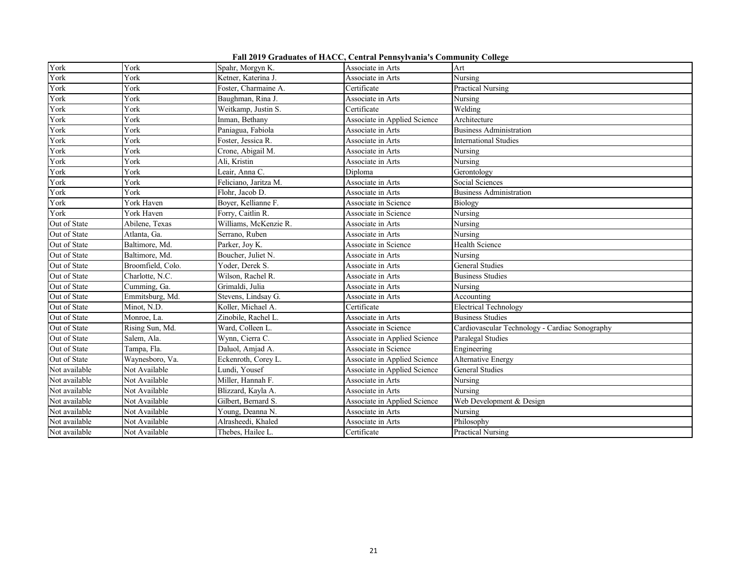**Fall 2019 Graduates of HACC, Central Pennsylvania's Community College**

| | | | | |
|---|---|---|---|---|
| York | York | Spahr, Morgyn K. | Associate in Arts | Art |
| York | York | Ketner, Katerina J. | Associate in Arts | Nursing |
| York | York | Foster, Charmaine A. | Certificate | Practical Nursing |
| York | York | Baughman, Rina J. | Associate in Arts | Nursing |
| York | York | Weitkamp, Justin S. | Certificate | Welding |
| York | York | Inman, Bethany | Associate in Applied Science | Architecture |
| York | York | Paniagua, Fabiola | Associate in Arts | Business Administration |
| York | York | Foster, Jessica R. | Associate in Arts | International Studies |
| York | York | Crone, Abigail M. | Associate in Arts | Nursing |
| York | York | Ali, Kristin | Associate in Arts | Nursing |
| York | York | Leair, Anna C. | Diploma | Gerontology |
| York | York | Feliciano, Jaritza M. | Associate in Arts | Social Sciences |
| York | York | Flohr, Jacob D. | Associate in Arts | Business Administration |
| York | York Haven | Boyer, Kellianne F. | Associate in Science | Biology |
| York | York Haven | Forry, Caitlin R. | Associate in Science | Nursing |
| Out of State | Abilene, Texas | Williams, McKenzie R. | Associate in Arts | Nursing |
| Out of State | Atlanta, Ga. | Serrano, Ruben | Associate in Arts | Nursing |
| Out of State | Baltimore, Md. | Parker, Joy K. | Associate in Science | Health Science |
| Out of State | Baltimore, Md. | Boucher, Juliet N. | Associate in Arts | Nursing |
| Out of State | Broomfield, Colo. | Yoder, Derek S. | Associate in Arts | General Studies |
| Out of State | Charlotte, N.C. | Wilson, Rachel R. | Associate in Arts | Business Studies |
| Out of State | Cumming, Ga. | Grimaldi, Julia | Associate in Arts | Nursing |
| Out of State | Emmitsburg, Md. | Stevens, Lindsay G. | Associate in Arts | Accounting |
| Out of State | Minot, N.D. | Koller, Michael A. | Certificate | Electrical Technology |
| Out of State | Monroe, La. | Zinobile, Rachel L. | Associate in Arts | Business Studies |
| Out of State | Rising Sun, Md. | Ward, Colleen L. | Associate in Science | Cardiovascular Technology - Cardiac Sonography |
| Out of State | Salem, Ala. | Wynn, Cierra C. | Associate in Applied Science | Paralegal Studies |
| Out of State | Tampa, Fla. | Daluol, Amjad A. | Associate in Science | Engineering |
| Out of State | Waynesboro, Va. | Eckenroth, Corey L. | Associate in Applied Science | Alternative Energy |
| Not available | Not Available | Lundi, Yousef | Associate in Applied Science | General Studies |
| Not available | Not Available | Miller, Hannah F. | Associate in Arts | Nursing |
| Not available | Not Available | Blizzard, Kayla A. | Associate in Arts | Nursing |
| Not available | Not Available | Gilbert, Bernard S. | Associate in Applied Science | Web Development & Design |
| Not available | Not Available | Young, Deanna N. | Associate in Arts | Nursing |
| Not available | Not Available | Alrasheedi, Khaled | Associate in Arts | Philosophy |
| Not available | Not Available | Thebes, Hailee L. | Certificate | Practical Nursing |